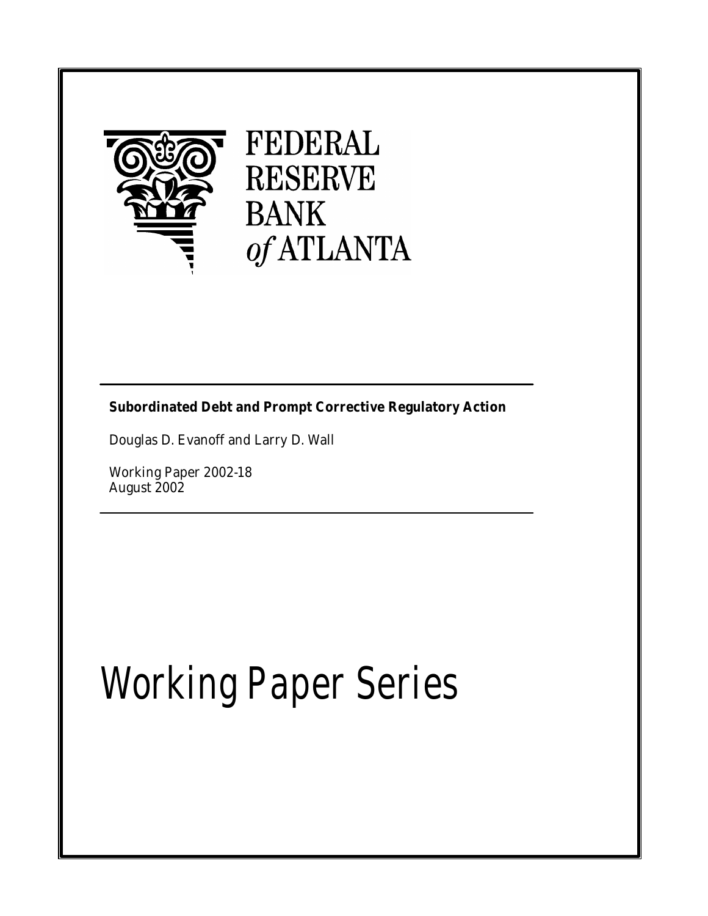FEDERAL RESERVE BANK *of* ATLANTA

**Subordinated Debt and Prompt Corrective Regulatory Action**

Douglas D. Evanoff and Larry D. Wall

Working Paper 2002-18
August 2002

# Working Paper Series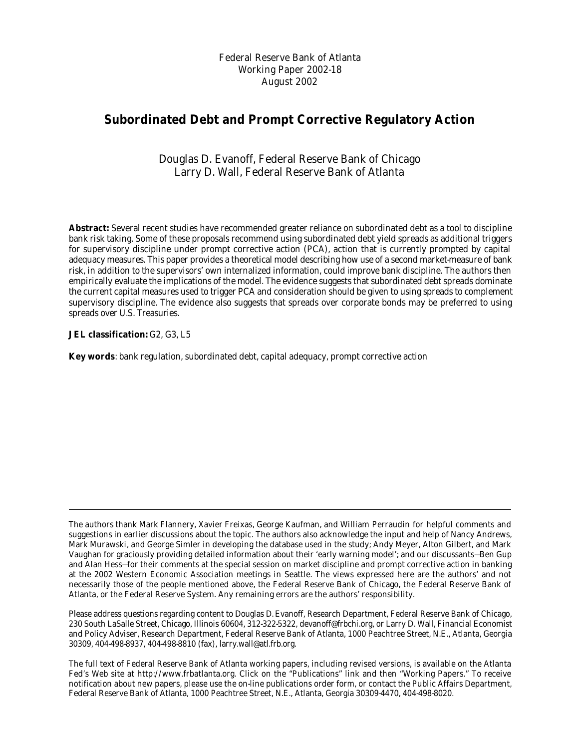Federal Reserve Bank of Atlanta
Working Paper 2002-18
August 2002

# Subordinated Debt and Prompt Corrective Regulatory Action

Douglas D. Evanoff, Federal Reserve Bank of Chicago
Larry D. Wall, Federal Reserve Bank of Atlanta

**Abstract:** Several recent studies have recommended greater reliance on subordinated debt as a tool to discipline bank risk taking. Some of these proposals recommend using subordinated debt yield spreads as additional triggers for supervisory discipline under prompt corrective action (PCA), action that is currently prompted by capital adequacy measures. This paper provides a theoretical model describing how use of a second market-measure of bank risk, in addition to the supervisors' own internalized information, could improve bank discipline. The authors then empirically evaluate the implications of the model. The evidence suggests that subordinated debt spreads dominate the current capital measures used to trigger PCA and consideration should be given to using spreads to complement supervisory discipline. The evidence also suggests that spreads over corporate bonds may be preferred to using spreads over U.S. Treasuries.

**JEL classification:** G2, G3, L5

**Key words**: bank regulation, subordinated debt, capital adequacy, prompt corrective action

---

The authors thank Mark Flannery, Xavier Freixas, George Kaufman, and William Perraudin for helpful comments and suggestions in earlier discussions about the topic. The authors also acknowledge the input and help of Nancy Andrews, Mark Murawski, and George Simler in developing the database used in the study; Andy Meyer, Alton Gilbert, and Mark Vaughan for graciously providing detailed information about their 'early warning model'; and our discussants—Ben Gup and Alan Hess—for their comments at the special session on market discipline and prompt corrective action in banking at the 2002 Western Economic Association meetings in Seattle. The views expressed here are the authors' and not necessarily those of the people mentioned above, the Federal Reserve Bank of Chicago, the Federal Reserve Bank of Atlanta, or the Federal Reserve System. Any remaining errors are the authors' responsibility.

Please address questions regarding content to Douglas D. Evanoff, Research Department, Federal Reserve Bank of Chicago, 230 South LaSalle Street, Chicago, Illinois 60604, 312-322-5322, devanoff@frbchi.org, or Larry D. Wall, Financial Economist and Policy Adviser, Research Department, Federal Reserve Bank of Atlanta, 1000 Peachtree Street, N.E., Atlanta, Georgia 30309, 404-498-8937, 404-498-8810 (fax), larry.wall@atl.frb.org.

The full text of Federal Reserve Bank of Atlanta working papers, including revised versions, is available on the Atlanta Fed's Web site at http://www.frbatlanta.org. Click on the "Publications" link and then "Working Papers." To receive notification about new papers, please use the on-line publications order form, or contact the Public Affairs Department, Federal Reserve Bank of Atlanta, 1000 Peachtree Street, N.E., Atlanta, Georgia 30309-4470, 404-498-8020.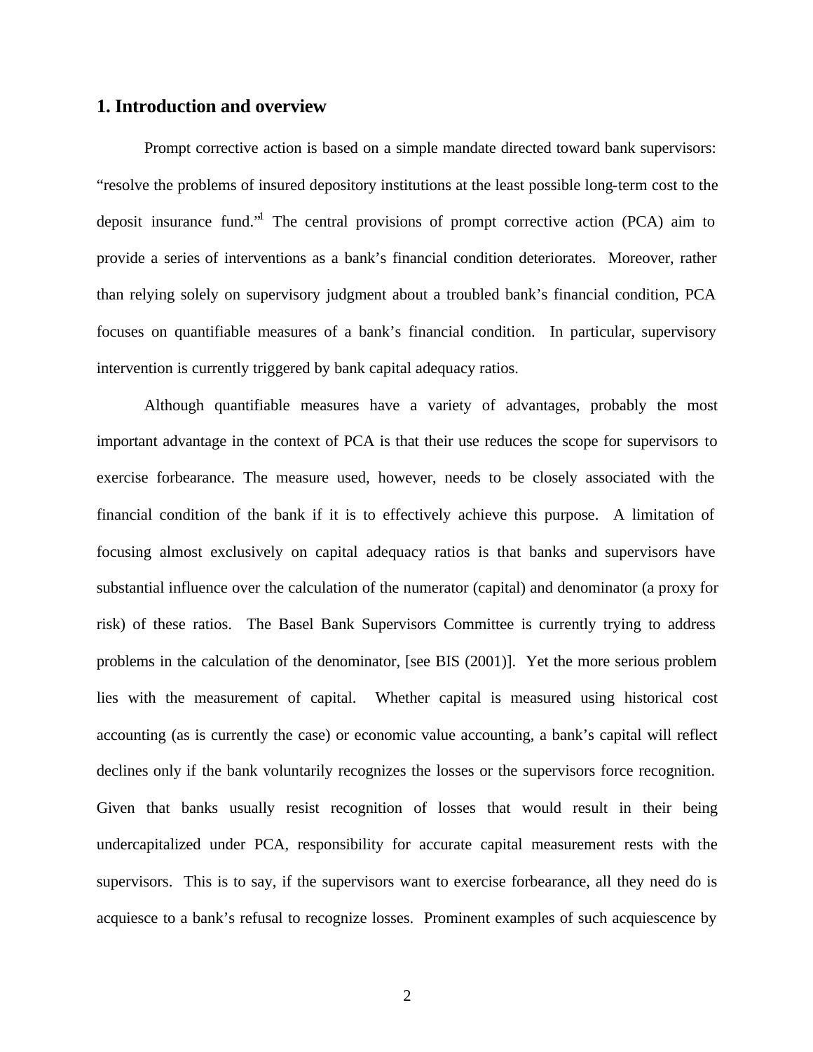## 1. Introduction and overview

Prompt corrective action is based on a simple mandate directed toward bank supervisors: "resolve the problems of insured depository institutions at the least possible long-term cost to the deposit insurance fund."[1] The central provisions of prompt corrective action (PCA) aim to provide a series of interventions as a bank's financial condition deteriorates. Moreover, rather than relying solely on supervisory judgment about a troubled bank's financial condition, PCA focuses on quantifiable measures of a bank's financial condition. In particular, supervisory intervention is currently triggered by bank capital adequacy ratios.

Although quantifiable measures have a variety of advantages, probably the most important advantage in the context of PCA is that their use reduces the scope for supervisors to exercise forbearance. The measure used, however, needs to be closely associated with the financial condition of the bank if it is to effectively achieve this purpose. A limitation of focusing almost exclusively on capital adequacy ratios is that banks and supervisors have substantial influence over the calculation of the numerator (capital) and denominator (a proxy for risk) of these ratios. The Basel Bank Supervisors Committee is currently trying to address problems in the calculation of the denominator, [see BIS (2001)]. Yet the more serious problem lies with the measurement of capital. Whether capital is measured using historical cost accounting (as is currently the case) or economic value accounting, a bank's capital will reflect declines only if the bank voluntarily recognizes the losses or the supervisors force recognition. Given that banks usually resist recognition of losses that would result in their being undercapitalized under PCA, responsibility for accurate capital measurement rests with the supervisors. This is to say, if the supervisors want to exercise forbearance, all they need do is acquiesce to a bank's refusal to recognize losses. Prominent examples of such acquiescence by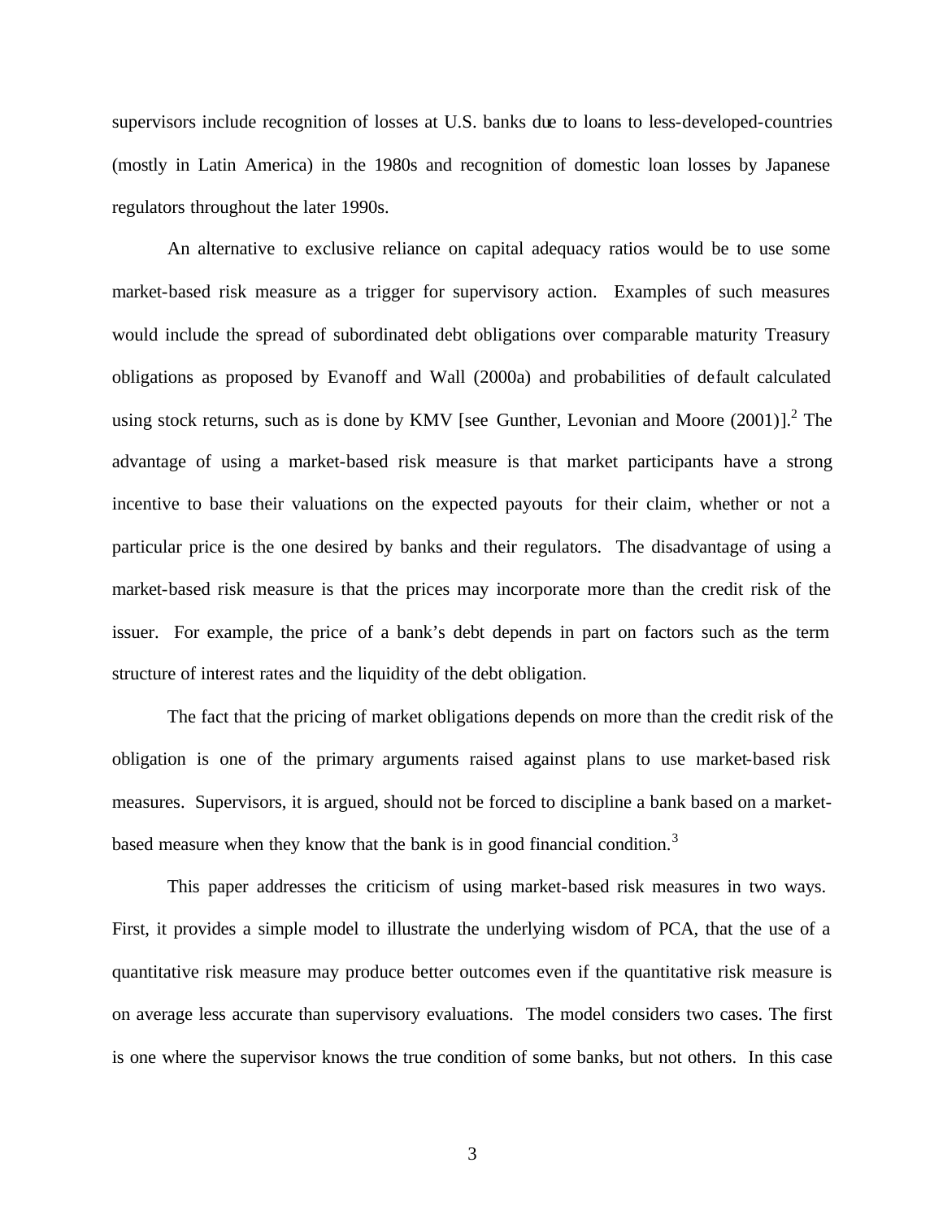supervisors include recognition of losses at U.S. banks due to loans to less-developed-countries (mostly in Latin America) in the 1980s and recognition of domestic loan losses by Japanese regulators throughout the later 1990s.

An alternative to exclusive reliance on capital adequacy ratios would be to use some market-based risk measure as a trigger for supervisory action. Examples of such measures would include the spread of subordinated debt obligations over comparable maturity Treasury obligations as proposed by Evanoff and Wall (2000a) and probabilities of default calculated using stock returns, such as is done by KMV [see Gunther, Levonian and Moore (2001)].[2] The advantage of using a market-based risk measure is that market participants have a strong incentive to base their valuations on the expected payouts for their claim, whether or not a particular price is the one desired by banks and their regulators. The disadvantage of using a market-based risk measure is that the prices may incorporate more than the credit risk of the issuer. For example, the price of a bank's debt depends in part on factors such as the term structure of interest rates and the liquidity of the debt obligation.

The fact that the pricing of market obligations depends on more than the credit risk of the obligation is one of the primary arguments raised against plans to use market-based risk measures. Supervisors, it is argued, should not be forced to discipline a bank based on a market-based measure when they know that the bank is in good financial condition.[3]

This paper addresses the criticism of using market-based risk measures in two ways. First, it provides a simple model to illustrate the underlying wisdom of PCA, that the use of a quantitative risk measure may produce better outcomes even if the quantitative risk measure is on average less accurate than supervisory evaluations. The model considers two cases. The first is one where the supervisor knows the true condition of some banks, but not others. In this case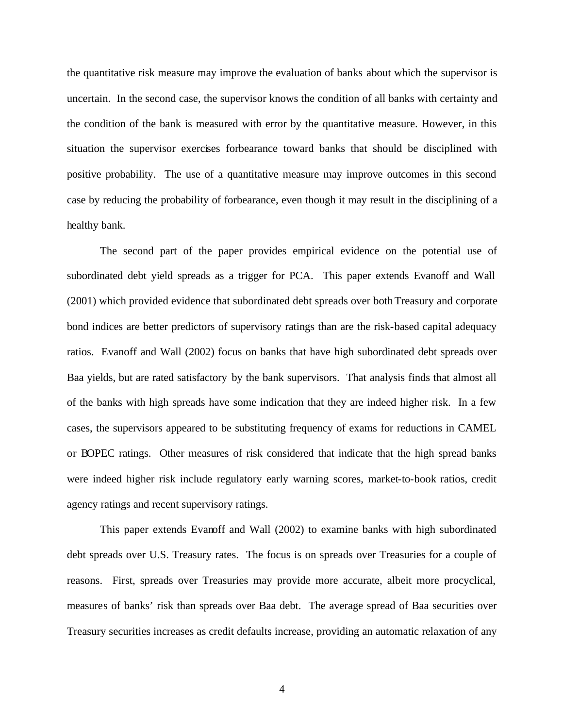the quantitative risk measure may improve the evaluation of banks about which the supervisor is uncertain. In the second case, the supervisor knows the condition of all banks with certainty and the condition of the bank is measured with error by the quantitative measure. However, in this situation the supervisor exercises forbearance toward banks that should be disciplined with positive probability. The use of a quantitative measure may improve outcomes in this second case by reducing the probability of forbearance, even though it may result in the disciplining of a healthy bank.

The second part of the paper provides empirical evidence on the potential use of subordinated debt yield spreads as a trigger for PCA. This paper extends Evanoff and Wall (2001) which provided evidence that subordinated debt spreads over both Treasury and corporate bond indices are better predictors of supervisory ratings than are the risk-based capital adequacy ratios. Evanoff and Wall (2002) focus on banks that have high subordinated debt spreads over Baa yields, but are rated satisfactory by the bank supervisors. That analysis finds that almost all of the banks with high spreads have some indication that they are indeed higher risk. In a few cases, the supervisors appeared to be substituting frequency of exams for reductions in CAMEL or BOPEC ratings. Other measures of risk considered that indicate that the high spread banks were indeed higher risk include regulatory early warning scores, market-to-book ratios, credit agency ratings and recent supervisory ratings.

This paper extends Evanoff and Wall (2002) to examine banks with high subordinated debt spreads over U.S. Treasury rates. The focus is on spreads over Treasuries for a couple of reasons. First, spreads over Treasuries may provide more accurate, albeit more procyclical, measures of banks' risk than spreads over Baa debt. The average spread of Baa securities over Treasury securities increases as credit defaults increase, providing an automatic relaxation of any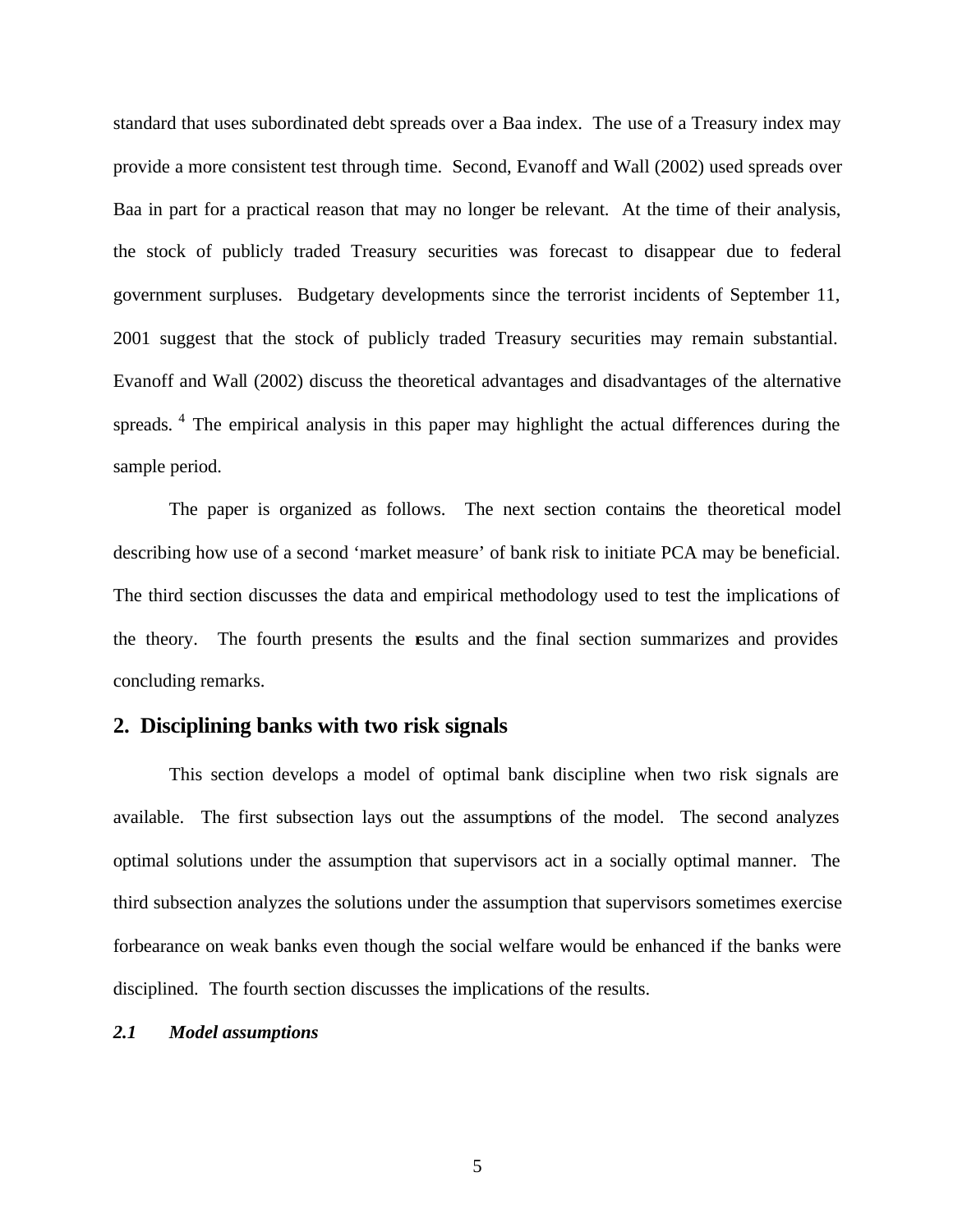standard that uses subordinated debt spreads over a Baa index. The use of a Treasury index may provide a more consistent test through time. Second, Evanoff and Wall (2002) used spreads over Baa in part for a practical reason that may no longer be relevant. At the time of their analysis, the stock of publicly traded Treasury securities was forecast to disappear due to federal government surpluses. Budgetary developments since the terrorist incidents of September 11, 2001 suggest that the stock of publicly traded Treasury securities may remain substantial. Evanoff and Wall (2002) discuss the theoretical advantages and disadvantages of the alternative spreads.[4] The empirical analysis in this paper may highlight the actual differences during the sample period.

The paper is organized as follows. The next section contains the theoretical model describing how use of a second 'market measure' of bank risk to initiate PCA may be beneficial. The third section discusses the data and empirical methodology used to test the implications of the theory. The fourth presents the results and the final section summarizes and provides concluding remarks.

## 2. Disciplining banks with two risk signals

This section develops a model of optimal bank discipline when two risk signals are available. The first subsection lays out the assumptions of the model. The second analyzes optimal solutions under the assumption that supervisors act in a socially optimal manner. The third subsection analyzes the solutions under the assumption that supervisors sometimes exercise forbearance on weak banks even though the social welfare would be enhanced if the banks were disciplined. The fourth section discusses the implications of the results.

### *2.1 Model assumptions*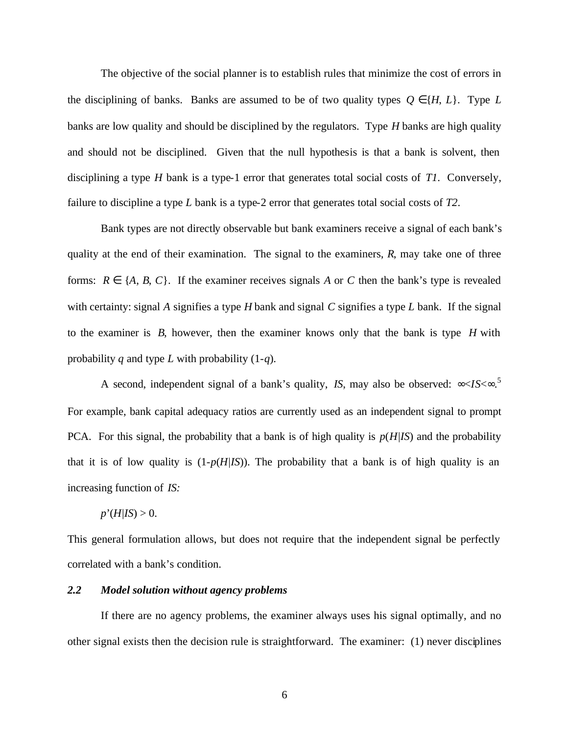The objective of the social planner is to establish rules that minimize the cost of errors in the disciplining of banks. Banks are assumed to be of two quality types $Q \in \{H, L\}$. Type $L$ banks are low quality and should be disciplined by the regulators. Type $H$ banks are high quality and should not be disciplined. Given that the null hypothesis is that a bank is solvent, then disciplining a type $H$ bank is a type-1 error that generates total social costs of $T1$. Conversely, failure to discipline a type $L$ bank is a type-2 error that generates total social costs of $T2$.

Bank types are not directly observable but bank examiners receive a signal of each bank's quality at the end of their examination. The signal to the examiners, $R$, may take one of three forms: $R \in \{A, B, C\}$. If the examiner receives signals $A$ or $C$ then the bank's type is revealed with certainty: signal $A$ signifies a type $H$ bank and signal $C$ signifies a type $L$ bank. If the signal to the examiner is $B$, however, then the examiner knows only that the bank is type $H$ with probability $q$ and type $L$ with probability $(1\text{-}q)$.

A second, independent signal of a bank's quality, $IS$, may also be observed: $\infty < IS < \infty$.[5] For example, bank capital adequacy ratios are currently used as an independent signal to prompt PCA. For this signal, the probability that a bank is of high quality is $p(H|IS)$ and the probability that it is of low quality is $(1\text{-}p(H|IS))$. The probability that a bank is of high quality is an increasing function of $IS$:

$$p'(H|IS) > 0.$$

This general formulation allows, but does not require that the independent signal be perfectly correlated with a bank's condition.

### *2.2 Model solution without agency problems*

If there are no agency problems, the examiner always uses his signal optimally, and no other signal exists then the decision rule is straightforward. The examiner: (1) never disciplines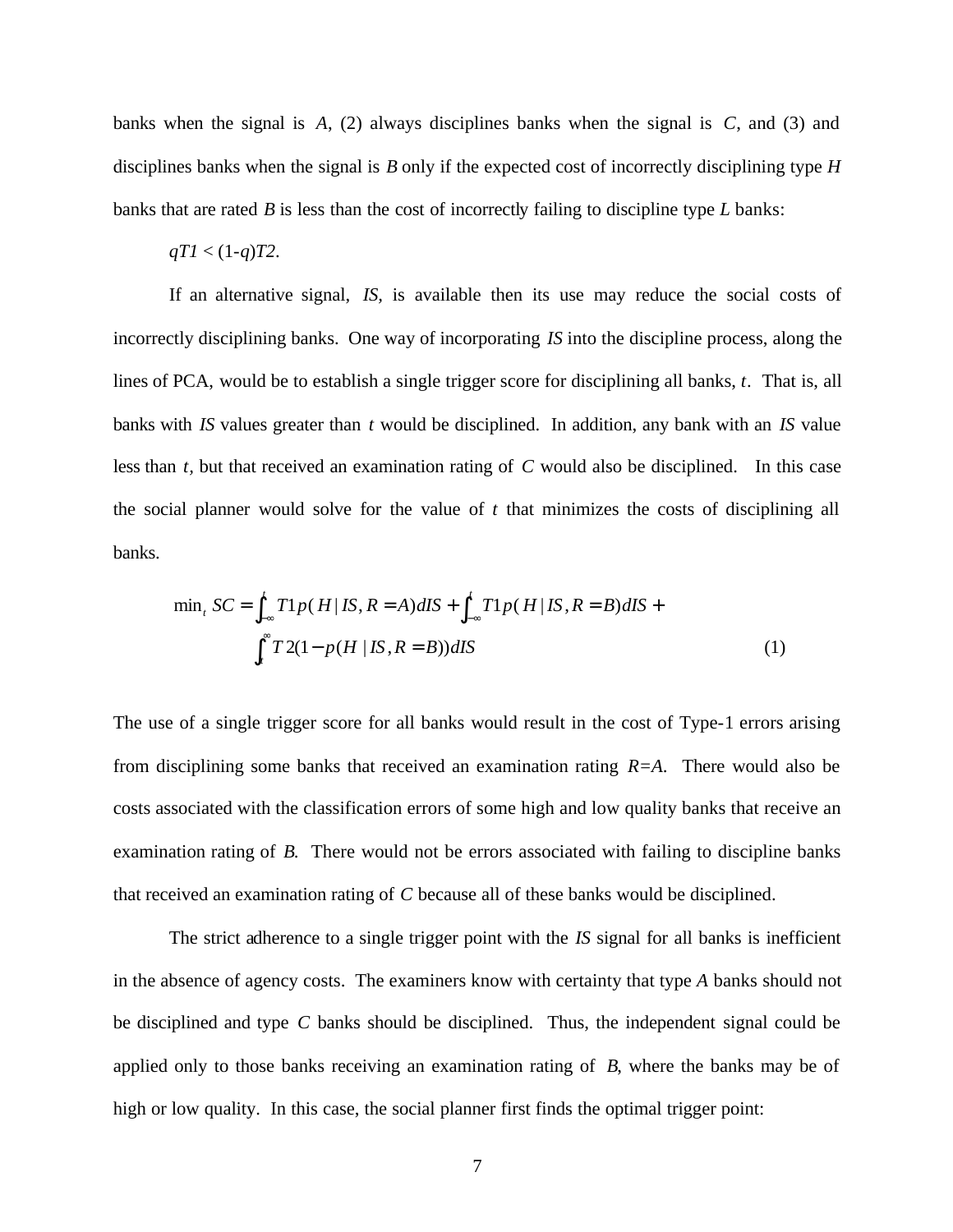banks when the signal is $A$, (2) always disciplines banks when the signal is $C$, and (3) and disciplines banks when the signal is $B$ only if the expected cost of incorrectly disciplining type $H$ banks that are rated $B$ is less than the cost of incorrectly failing to discipline type $L$ banks:

$qT1 < (1-q)T2$.

If an alternative signal, $IS$, is available then its use may reduce the social costs of incorrectly disciplining banks. One way of incorporating $IS$ into the discipline process, along the lines of PCA, would be to establish a single trigger score for disciplining all banks, $t$. That is, all banks with $IS$ values greater than $t$ would be disciplined. In addition, any bank with an $IS$ value less than $t$, but that received an examination rating of $C$ would also be disciplined. In this case the social planner would solve for the value of $t$ that minimizes the costs of disciplining all banks.

$$\min_t SC = \int_{-\infty}^{t} T1p(H \mid IS, R = A)dIS + \int_{-\infty}^{t} T1p(H \mid IS, R = B)dIS + \int_{t}^{\infty} T2(1 - p(H \mid IS, R = B))dIS \tag{1}$$

The use of a single trigger score for all banks would result in the cost of Type-1 errors arising from disciplining some banks that received an examination rating $R=A$. There would also be costs associated with the classification errors of some high and low quality banks that receive an examination rating of $B$. There would not be errors associated with failing to discipline banks that received an examination rating of $C$ because all of these banks would be disciplined.

The strict adherence to a single trigger point with the $IS$ signal for all banks is inefficient in the absence of agency costs. The examiners know with certainty that type $A$ banks should not be disciplined and type $C$ banks should be disciplined. Thus, the independent signal could be applied only to those banks receiving an examination rating of $B$, where the banks may be of high or low quality. In this case, the social planner first finds the optimal trigger point: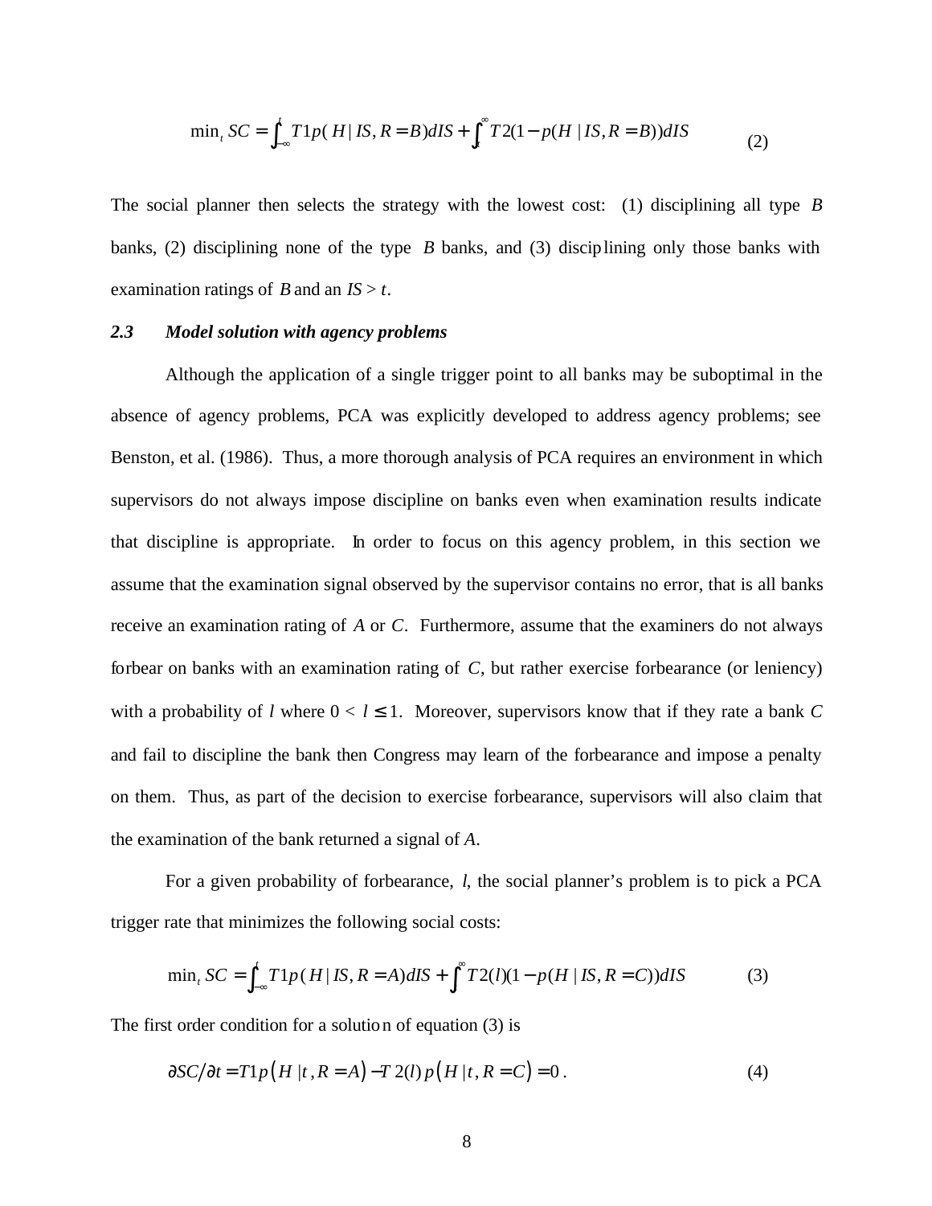$$\min_t SC = \int_{-\infty}^{t} T1p(H \mid IS, R = B)dIS + \int_{t}^{\infty} T2(1 - p(H \mid IS, R = B))dIS \tag{2}$$

The social planner then selects the strategy with the lowest cost: (1) disciplining all type $B$ banks, (2) disciplining none of the type $B$ banks, and (3) disciplining only those banks with examination ratings of $B$ and an $IS > t$.

### *2.3 Model solution with agency problems*

Although the application of a single trigger point to all banks may be suboptimal in the absence of agency problems, PCA was explicitly developed to address agency problems; see Benston, et al. (1986). Thus, a more thorough analysis of PCA requires an environment in which supervisors do not always impose discipline on banks even when examination results indicate that discipline is appropriate. In order to focus on this agency problem, in this section we assume that the examination signal observed by the supervisor contains no error, that is all banks receive an examination rating of $A$ or $C$. Furthermore, assume that the examiners do not always forbear on banks with an examination rating of $C$, but rather exercise forbearance (or leniency) with a probability of $l$ where $0 < l \leq 1$. Moreover, supervisors know that if they rate a bank $C$ and fail to discipline the bank then Congress may learn of the forbearance and impose a penalty on them. Thus, as part of the decision to exercise forbearance, supervisors will also claim that the examination of the bank returned a signal of $A$.

For a given probability of forbearance, $l$, the social planner's problem is to pick a PCA trigger rate that minimizes the following social costs:

$$\min_t SC = \int_{-\infty}^{t} T1p(H \mid IS, R = A)dIS + \int_{t}^{\infty} T2(l)(1 - p(H \mid IS, R = C))dIS \tag{3}$$

The first order condition for a solution of equation (3) is

$$\partial SC / \partial t = T1p\left(H \mid t, R = A\right) - T2(l)\, p\left(H \mid t, R = C\right) = 0\,. \tag{4}$$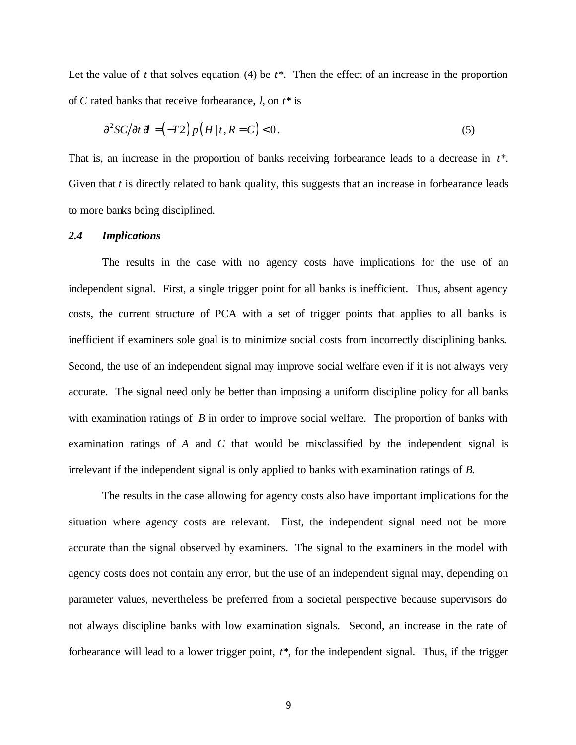Let the value of $t$ that solves equation (4) be $t^*$. Then the effect of an increase in the proportion of $C$ rated banks that receive forbearance, $l$, on $t^*$ is

$$\partial^2 SC / \partial t \, \partial l = (-T2) \, p(H \mid t, R = C) < 0 . \tag{5}$$

That is, an increase in the proportion of banks receiving forbearance leads to a decrease in $t^*$. Given that $t$ is directly related to bank quality, this suggests that an increase in forbearance leads to more banks being disciplined.

### *2.4 Implications*

The results in the case with no agency costs have implications for the use of an independent signal. First, a single trigger point for all banks is inefficient. Thus, absent agency costs, the current structure of PCA with a set of trigger points that applies to all banks is inefficient if examiners sole goal is to minimize social costs from incorrectly disciplining banks. Second, the use of an independent signal may improve social welfare even if it is not always very accurate. The signal need only be better than imposing a uniform discipline policy for all banks with examination ratings of $B$ in order to improve social welfare. The proportion of banks with examination ratings of $A$ and $C$ that would be misclassified by the independent signal is irrelevant if the independent signal is only applied to banks with examination ratings of $B$.

The results in the case allowing for agency costs also have important implications for the situation where agency costs are relevant. First, the independent signal need not be more accurate than the signal observed by examiners. The signal to the examiners in the model with agency costs does not contain any error, but the use of an independent signal may, depending on parameter values, nevertheless be preferred from a societal perspective because supervisors do not always discipline banks with low examination signals. Second, an increase in the rate of forbearance will lead to a lower trigger point, $t^*$, for the independent signal. Thus, if the trigger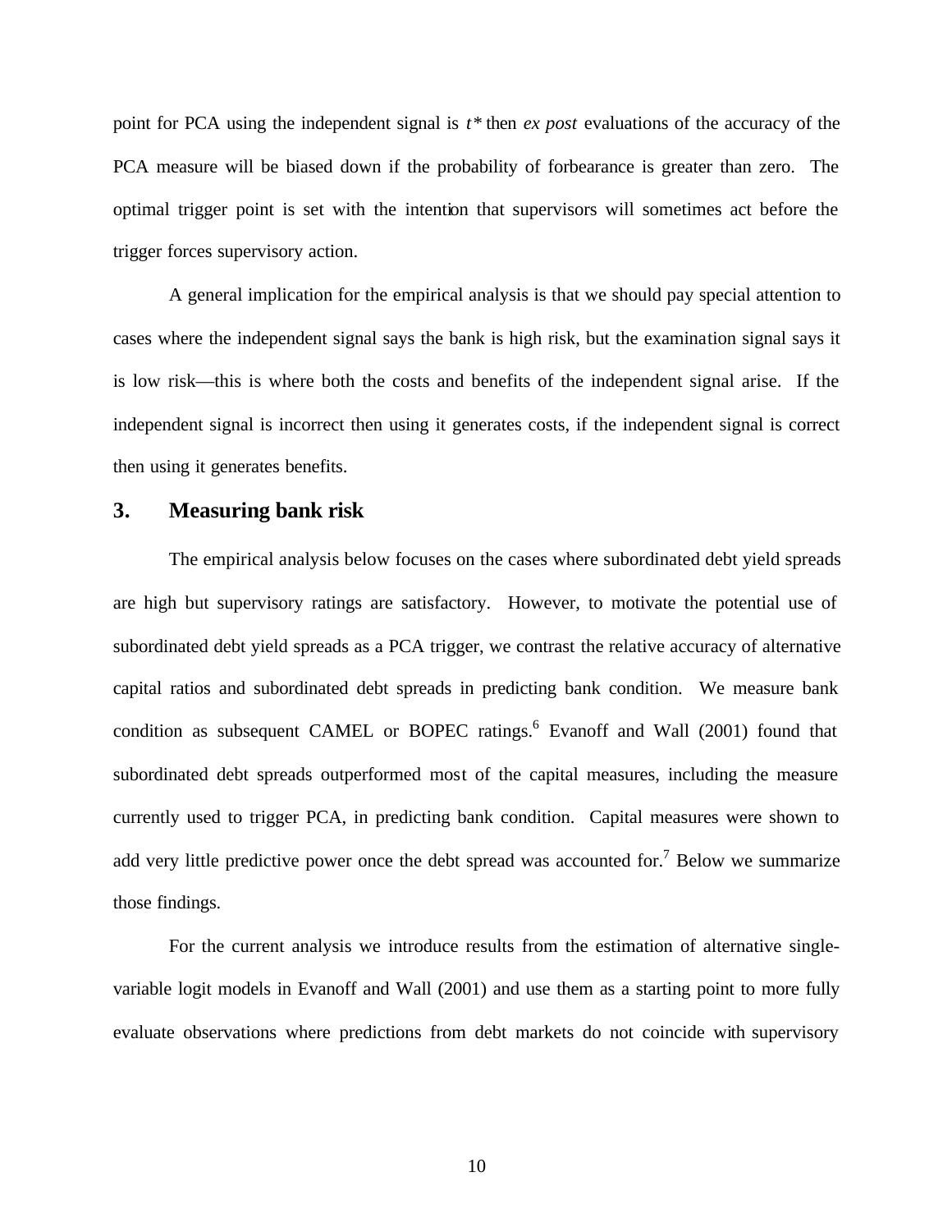point for PCA using the independent signal is $t^*$ then *ex post* evaluations of the accuracy of the PCA measure will be biased down if the probability of forbearance is greater than zero. The optimal trigger point is set with the intention that supervisors will sometimes act before the trigger forces supervisory action.

A general implication for the empirical analysis is that we should pay special attention to cases where the independent signal says the bank is high risk, but the examination signal says it is low risk—this is where both the costs and benefits of the independent signal arise. If the independent signal is incorrect then using it generates costs, if the independent signal is correct then using it generates benefits.

## 3. Measuring bank risk

The empirical analysis below focuses on the cases where subordinated debt yield spreads are high but supervisory ratings are satisfactory. However, to motivate the potential use of subordinated debt yield spreads as a PCA trigger, we contrast the relative accuracy of alternative capital ratios and subordinated debt spreads in predicting bank condition. We measure bank condition as subsequent CAMEL or BOPEC ratings.[6] Evanoff and Wall (2001) found that subordinated debt spreads outperformed most of the capital measures, including the measure currently used to trigger PCA, in predicting bank condition. Capital measures were shown to add very little predictive power once the debt spread was accounted for.[7] Below we summarize those findings.

For the current analysis we introduce results from the estimation of alternative single-variable logit models in Evanoff and Wall (2001) and use them as a starting point to more fully evaluate observations where predictions from debt markets do not coincide with supervisory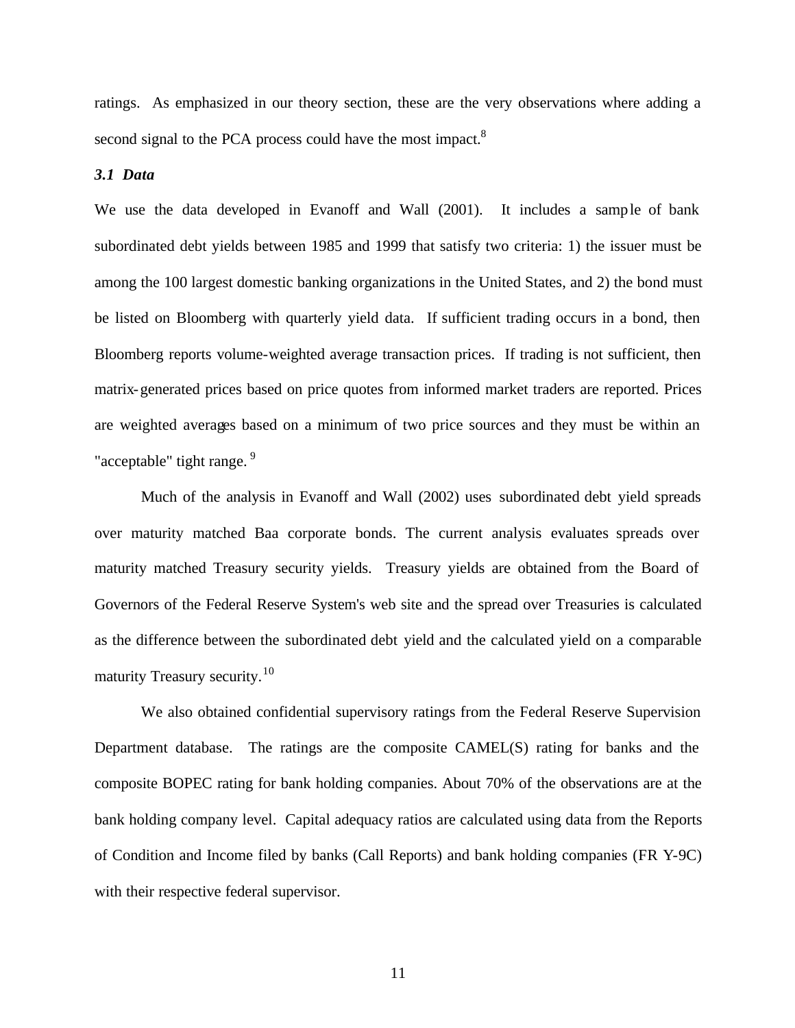ratings. As emphasized in our theory section, these are the very observations where adding a second signal to the PCA process could have the most impact.[8]

### *3.1 Data*

We use the data developed in Evanoff and Wall (2001). It includes a sample of bank subordinated debt yields between 1985 and 1999 that satisfy two criteria: 1) the issuer must be among the 100 largest domestic banking organizations in the United States, and 2) the bond must be listed on Bloomberg with quarterly yield data. If sufficient trading occurs in a bond, then Bloomberg reports volume-weighted average transaction prices. If trading is not sufficient, then matrix-generated prices based on price quotes from informed market traders are reported. Prices are weighted averages based on a minimum of two price sources and they must be within an "acceptable" tight range.[9]

Much of the analysis in Evanoff and Wall (2002) uses subordinated debt yield spreads over maturity matched Baa corporate bonds. The current analysis evaluates spreads over maturity matched Treasury security yields. Treasury yields are obtained from the Board of Governors of the Federal Reserve System's web site and the spread over Treasuries is calculated as the difference between the subordinated debt yield and the calculated yield on a comparable maturity Treasury security.[10]

We also obtained confidential supervisory ratings from the Federal Reserve Supervision Department database. The ratings are the composite CAMEL(S) rating for banks and the composite BOPEC rating for bank holding companies. About 70% of the observations are at the bank holding company level. Capital adequacy ratios are calculated using data from the Reports of Condition and Income filed by banks (Call Reports) and bank holding companies (FR Y-9C) with their respective federal supervisor.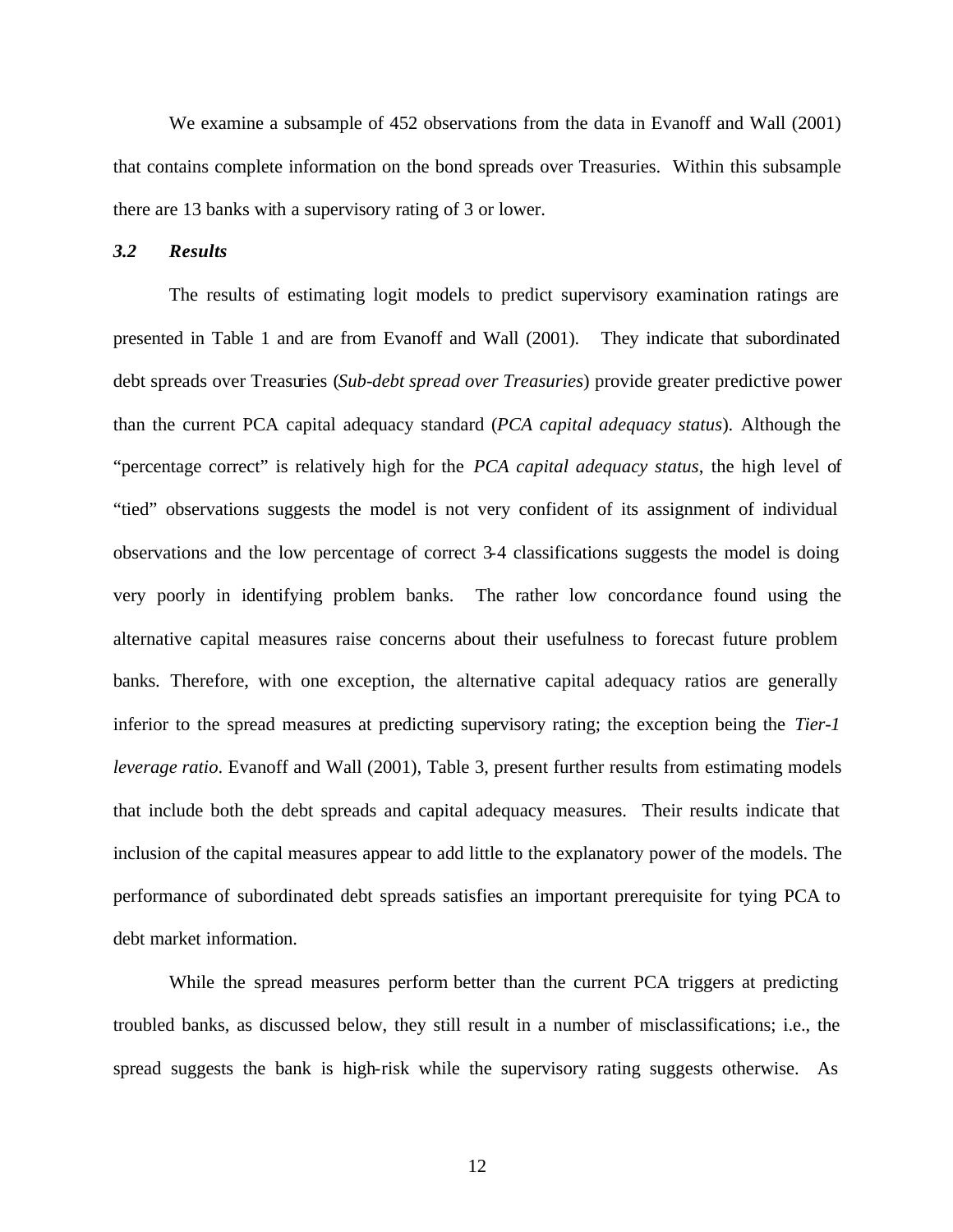We examine a subsample of 452 observations from the data in Evanoff and Wall (2001) that contains complete information on the bond spreads over Treasuries. Within this subsample there are 13 banks with a supervisory rating of 3 or lower.

### *3.2 Results*

The results of estimating logit models to predict supervisory examination ratings are presented in Table 1 and are from Evanoff and Wall (2001). They indicate that subordinated debt spreads over Treasuries (*Sub-debt spread over Treasuries*) provide greater predictive power than the current PCA capital adequacy standard (*PCA capital adequacy status*). Although the "percentage correct" is relatively high for the *PCA capital adequacy status*, the high level of "tied" observations suggests the model is not very confident of its assignment of individual observations and the low percentage of correct 3-4 classifications suggests the model is doing very poorly in identifying problem banks. The rather low concordance found using the alternative capital measures raise concerns about their usefulness to forecast future problem banks. Therefore, with one exception, the alternative capital adequacy ratios are generally inferior to the spread measures at predicting supervisory rating; the exception being the *Tier-1 leverage ratio*. Evanoff and Wall (2001), Table 3, present further results from estimating models that include both the debt spreads and capital adequacy measures. Their results indicate that inclusion of the capital measures appear to add little to the explanatory power of the models. The performance of subordinated debt spreads satisfies an important prerequisite for tying PCA to debt market information.

While the spread measures perform better than the current PCA triggers at predicting troubled banks, as discussed below, they still result in a number of misclassifications; i.e., the spread suggests the bank is high-risk while the supervisory rating suggests otherwise. As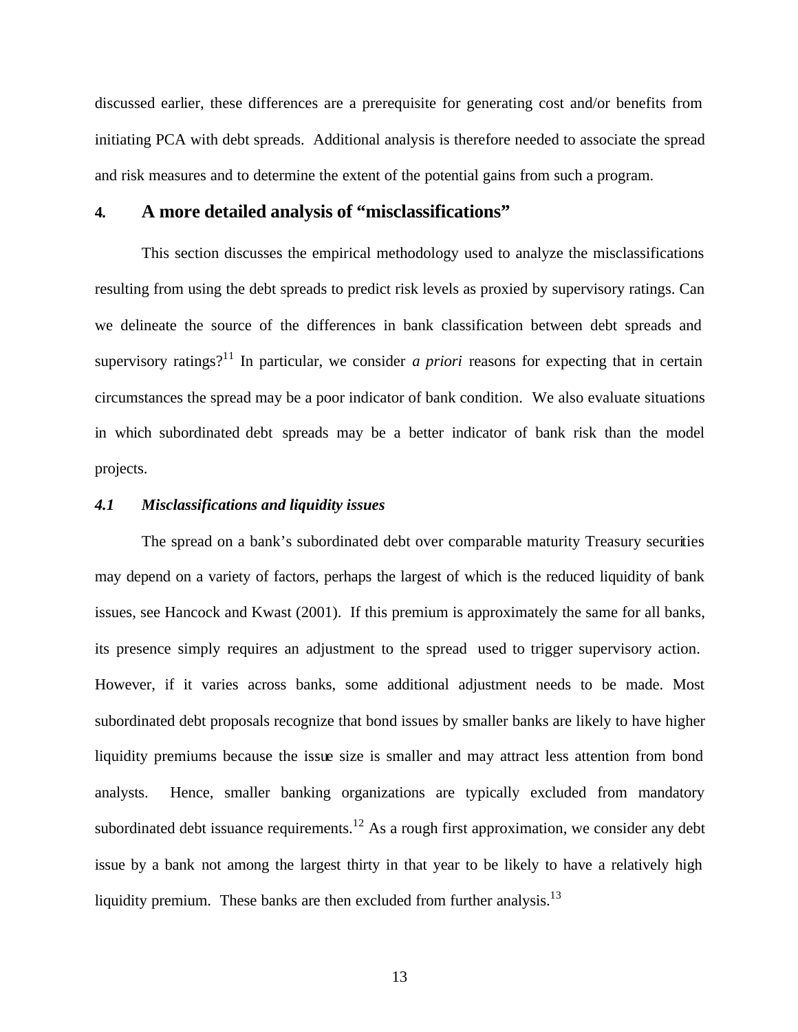discussed earlier, these differences are a prerequisite for generating cost and/or benefits from initiating PCA with debt spreads. Additional analysis is therefore needed to associate the spread and risk measures and to determine the extent of the potential gains from such a program.

## 4. A more detailed analysis of "misclassifications"

This section discusses the empirical methodology used to analyze the misclassifications resulting from using the debt spreads to predict risk levels as proxied by supervisory ratings. Can we delineate the source of the differences in bank classification between debt spreads and supervisory ratings?[11] In particular, we consider *a priori* reasons for expecting that in certain circumstances the spread may be a poor indicator of bank condition. We also evaluate situations in which subordinated debt spreads may be a better indicator of bank risk than the model projects.

### *4.1 Misclassifications and liquidity issues*

The spread on a bank's subordinated debt over comparable maturity Treasury securities may depend on a variety of factors, perhaps the largest of which is the reduced liquidity of bank issues, see Hancock and Kwast (2001). If this premium is approximately the same for all banks, its presence simply requires an adjustment to the spread used to trigger supervisory action. However, if it varies across banks, some additional adjustment needs to be made. Most subordinated debt proposals recognize that bond issues by smaller banks are likely to have higher liquidity premiums because the issue size is smaller and may attract less attention from bond analysts. Hence, smaller banking organizations are typically excluded from mandatory subordinated debt issuance requirements.[12] As a rough first approximation, we consider any debt issue by a bank not among the largest thirty in that year to be likely to have a relatively high liquidity premium. These banks are then excluded from further analysis.[13]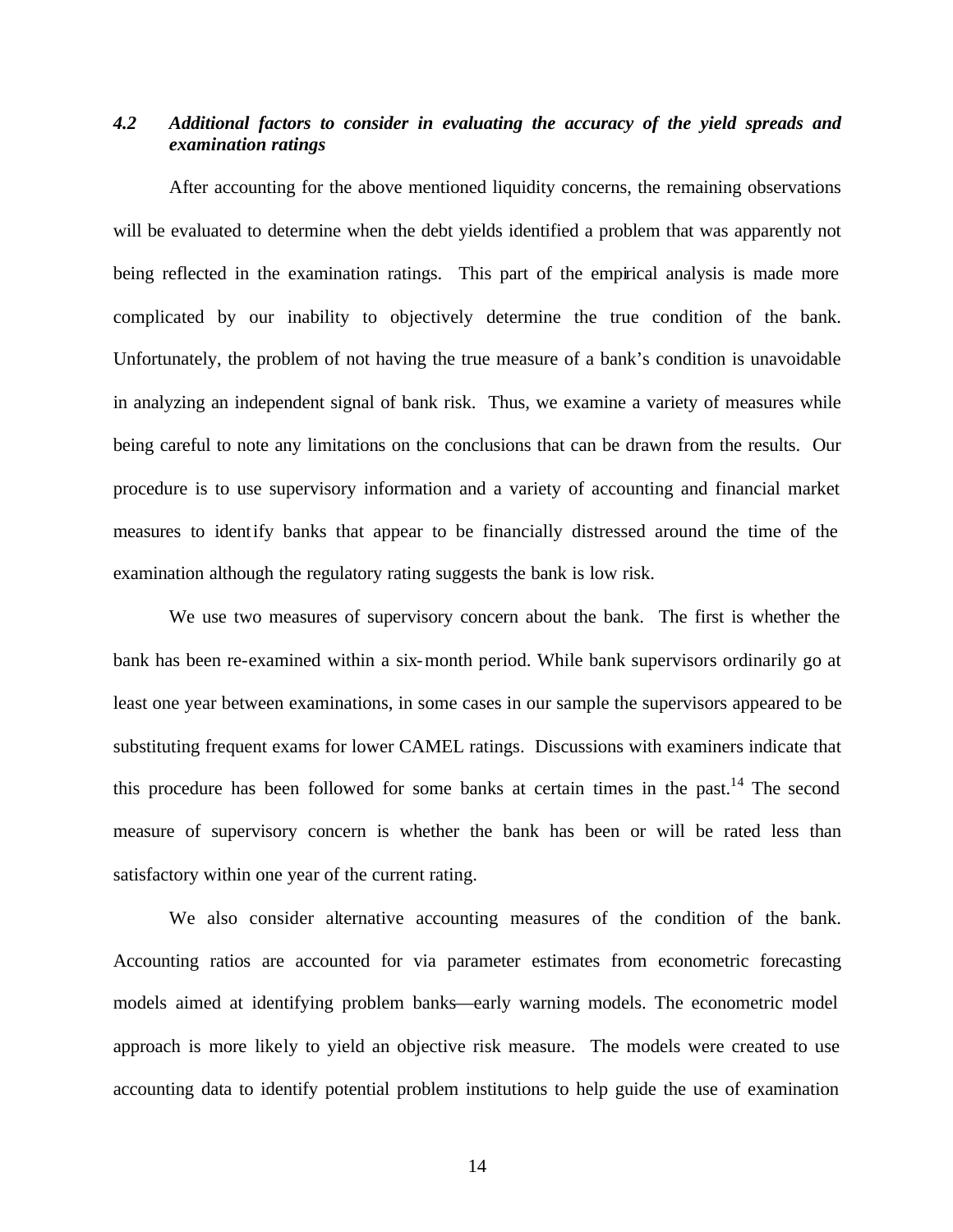### *4.2 Additional factors to consider in evaluating the accuracy of the yield spreads and examination ratings*

After accounting for the above mentioned liquidity concerns, the remaining observations will be evaluated to determine when the debt yields identified a problem that was apparently not being reflected in the examination ratings. This part of the empirical analysis is made more complicated by our inability to objectively determine the true condition of the bank. Unfortunately, the problem of not having the true measure of a bank's condition is unavoidable in analyzing an independent signal of bank risk. Thus, we examine a variety of measures while being careful to note any limitations on the conclusions that can be drawn from the results. Our procedure is to use supervisory information and a variety of accounting and financial market measures to identify banks that appear to be financially distressed around the time of the examination although the regulatory rating suggests the bank is low risk.

We use two measures of supervisory concern about the bank. The first is whether the bank has been re-examined within a six-month period. While bank supervisors ordinarily go at least one year between examinations, in some cases in our sample the supervisors appeared to be substituting frequent exams for lower CAMEL ratings. Discussions with examiners indicate that this procedure has been followed for some banks at certain times in the past.[14] The second measure of supervisory concern is whether the bank has been or will be rated less than satisfactory within one year of the current rating.

We also consider alternative accounting measures of the condition of the bank. Accounting ratios are accounted for via parameter estimates from econometric forecasting models aimed at identifying problem banks—early warning models. The econometric model approach is more likely to yield an objective risk measure. The models were created to use accounting data to identify potential problem institutions to help guide the use of examination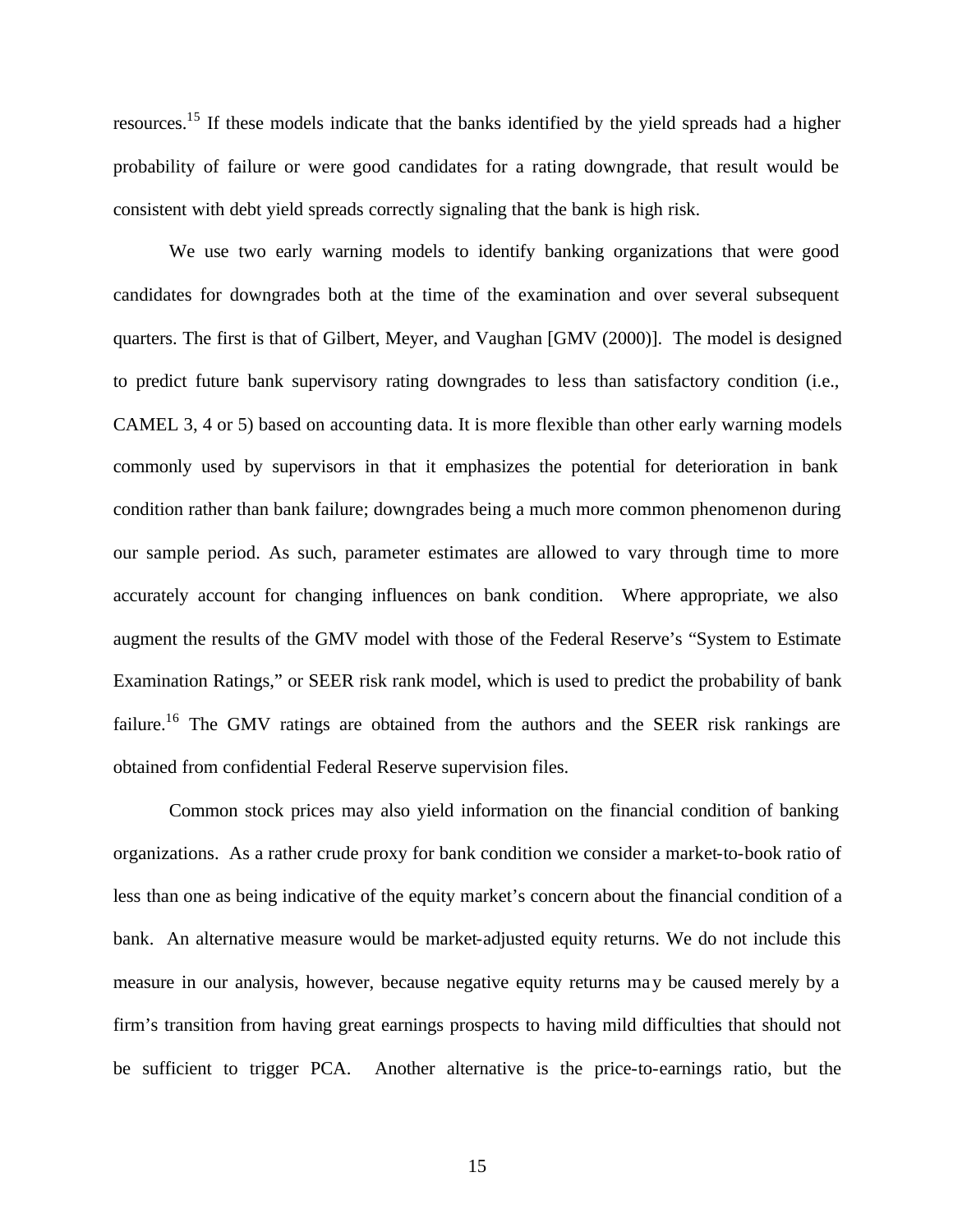resources.[15] If these models indicate that the banks identified by the yield spreads had a higher probability of failure or were good candidates for a rating downgrade, that result would be consistent with debt yield spreads correctly signaling that the bank is high risk.

We use two early warning models to identify banking organizations that were good candidates for downgrades both at the time of the examination and over several subsequent quarters. The first is that of Gilbert, Meyer, and Vaughan [GMV (2000)]. The model is designed to predict future bank supervisory rating downgrades to less than satisfactory condition (i.e., CAMEL 3, 4 or 5) based on accounting data. It is more flexible than other early warning models commonly used by supervisors in that it emphasizes the potential for deterioration in bank condition rather than bank failure; downgrades being a much more common phenomenon during our sample period. As such, parameter estimates are allowed to vary through time to more accurately account for changing influences on bank condition. Where appropriate, we also augment the results of the GMV model with those of the Federal Reserve's "System to Estimate Examination Ratings," or SEER risk rank model, which is used to predict the probability of bank failure.[16] The GMV ratings are obtained from the authors and the SEER risk rankings are obtained from confidential Federal Reserve supervision files.

Common stock prices may also yield information on the financial condition of banking organizations. As a rather crude proxy for bank condition we consider a market-to-book ratio of less than one as being indicative of the equity market's concern about the financial condition of a bank. An alternative measure would be market-adjusted equity returns. We do not include this measure in our analysis, however, because negative equity returns may be caused merely by a firm's transition from having great earnings prospects to having mild difficulties that should not be sufficient to trigger PCA. Another alternative is the price-to-earnings ratio, but the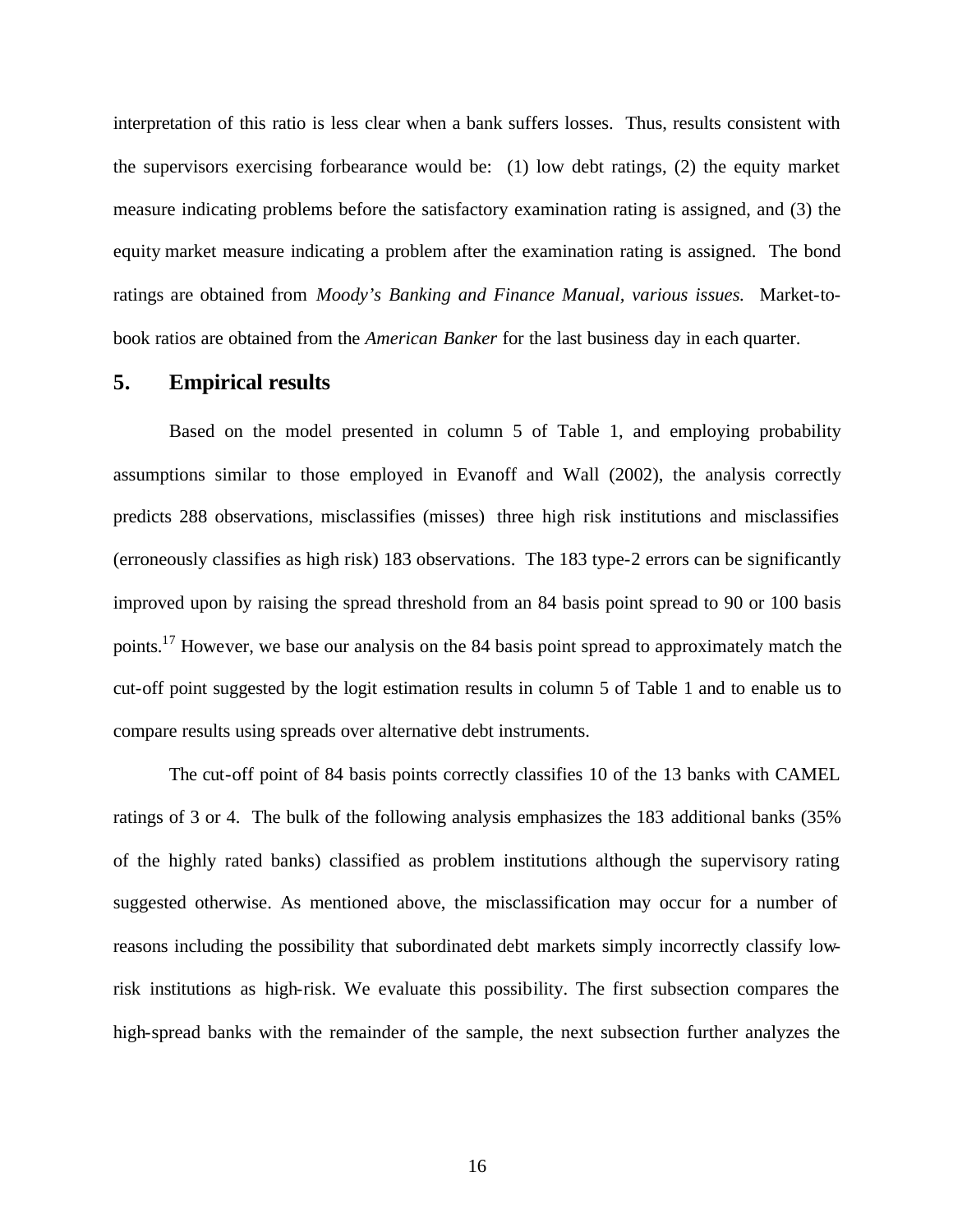interpretation of this ratio is less clear when a bank suffers losses. Thus, results consistent with the supervisors exercising forbearance would be: (1) low debt ratings, (2) the equity market measure indicating problems before the satisfactory examination rating is assigned, and (3) the equity market measure indicating a problem after the examination rating is assigned. The bond ratings are obtained from *Moody's Banking and Finance Manual, various issues.* Market-to-book ratios are obtained from the *American Banker* for the last business day in each quarter.

## 5. Empirical results

Based on the model presented in column 5 of Table 1, and employing probability assumptions similar to those employed in Evanoff and Wall (2002), the analysis correctly predicts 288 observations, misclassifies (misses) three high risk institutions and misclassifies (erroneously classifies as high risk) 183 observations. The 183 type-2 errors can be significantly improved upon by raising the spread threshold from an 84 basis point spread to 90 or 100 basis points.[17] However, we base our analysis on the 84 basis point spread to approximately match the cut-off point suggested by the logit estimation results in column 5 of Table 1 and to enable us to compare results using spreads over alternative debt instruments.

The cut-off point of 84 basis points correctly classifies 10 of the 13 banks with CAMEL ratings of 3 or 4. The bulk of the following analysis emphasizes the 183 additional banks (35% of the highly rated banks) classified as problem institutions although the supervisory rating suggested otherwise. As mentioned above, the misclassification may occur for a number of reasons including the possibility that subordinated debt markets simply incorrectly classify low-risk institutions as high-risk. We evaluate this possibility. The first subsection compares the high-spread banks with the remainder of the sample, the next subsection further analyzes the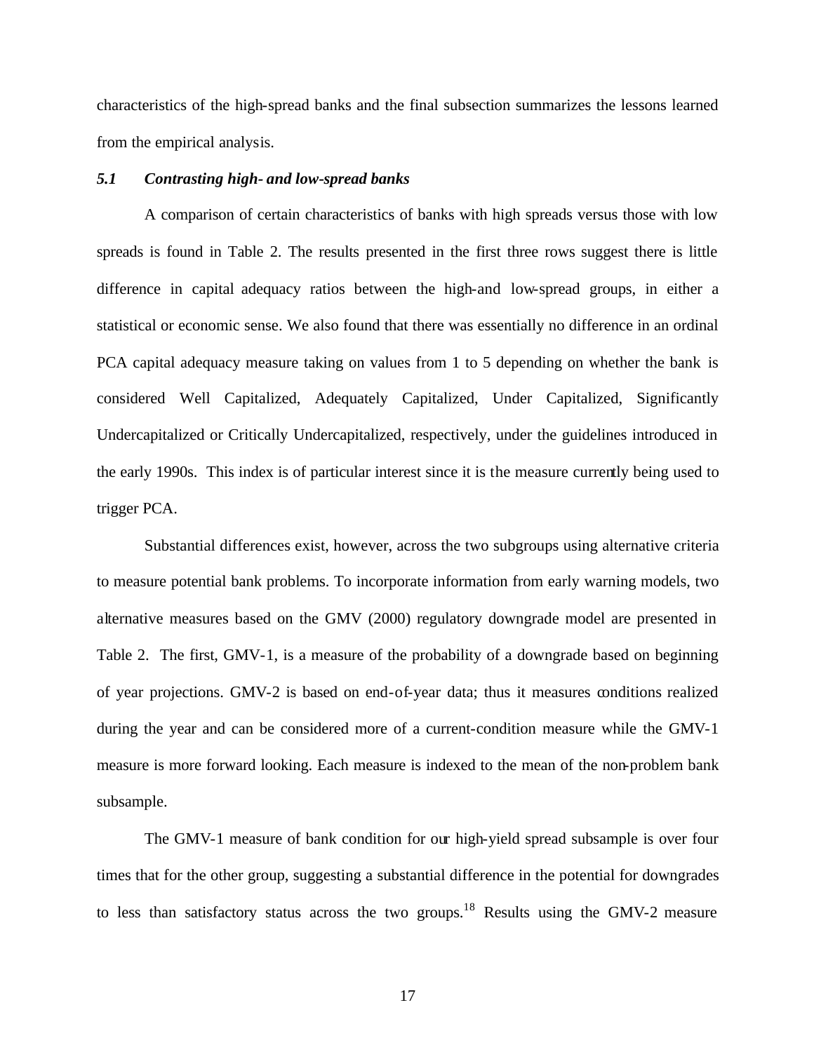characteristics of the high-spread banks and the final subsection summarizes the lessons learned from the empirical analysis.

### *5.1 Contrasting high- and low-spread banks*

A comparison of certain characteristics of banks with high spreads versus those with low spreads is found in Table 2. The results presented in the first three rows suggest there is little difference in capital adequacy ratios between the high-and low-spread groups, in either a statistical or economic sense. We also found that there was essentially no difference in an ordinal PCA capital adequacy measure taking on values from 1 to 5 depending on whether the bank is considered Well Capitalized, Adequately Capitalized, Under Capitalized, Significantly Undercapitalized or Critically Undercapitalized, respectively, under the guidelines introduced in the early 1990s. This index is of particular interest since it is the measure currently being used to trigger PCA.

Substantial differences exist, however, across the two subgroups using alternative criteria to measure potential bank problems. To incorporate information from early warning models, two alternative measures based on the GMV (2000) regulatory downgrade model are presented in Table 2. The first, GMV-1, is a measure of the probability of a downgrade based on beginning of year projections. GMV-2 is based on end-of-year data; thus it measures conditions realized during the year and can be considered more of a current-condition measure while the GMV-1 measure is more forward looking. Each measure is indexed to the mean of the non-problem bank subsample.

The GMV-1 measure of bank condition for our high-yield spread subsample is over four times that for the other group, suggesting a substantial difference in the potential for downgrades to less than satisfactory status across the two groups.[18] Results using the GMV-2 measure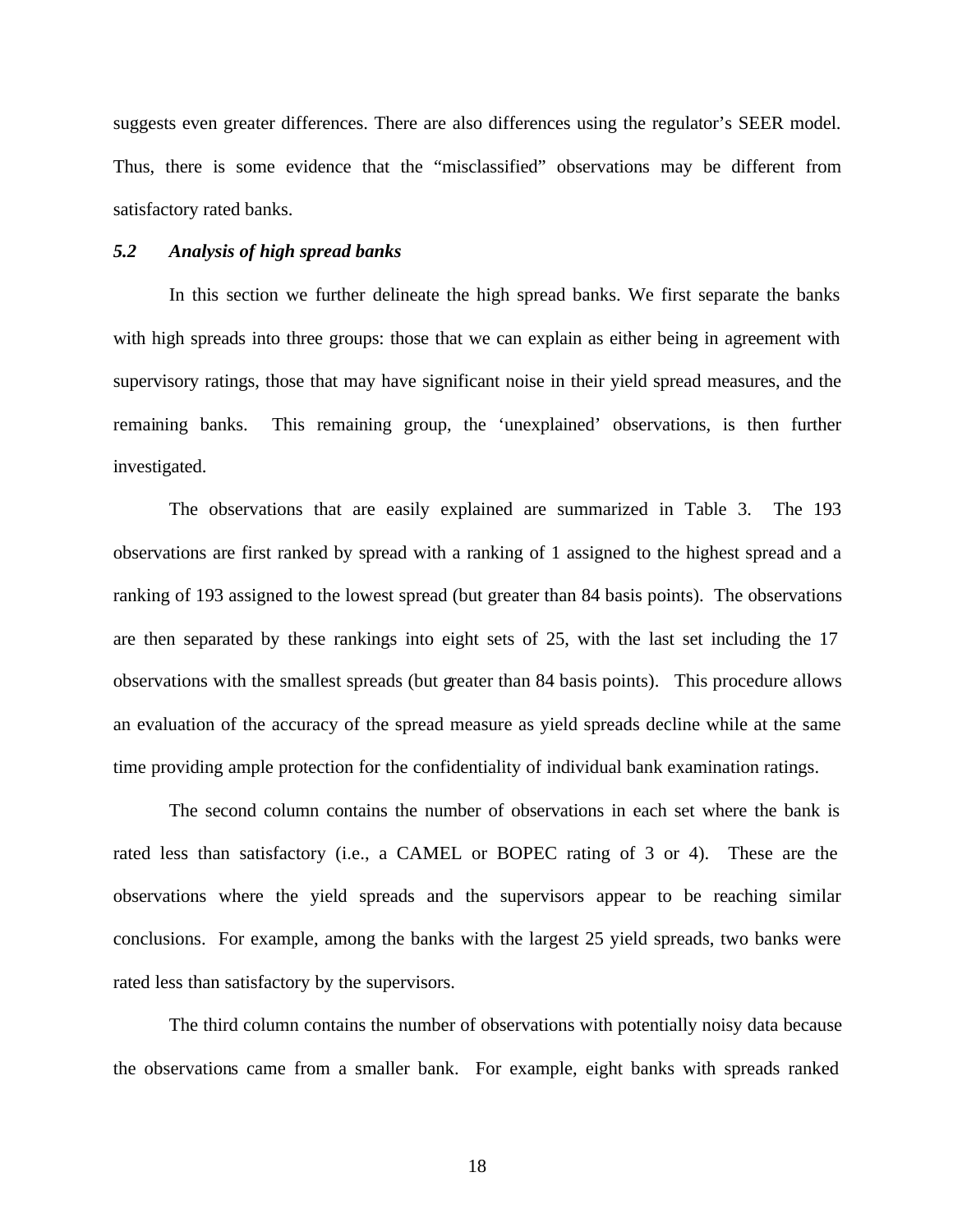suggests even greater differences. There are also differences using the regulator's SEER model. Thus, there is some evidence that the "misclassified" observations may be different from satisfactory rated banks.

### *5.2 Analysis of high spread banks*

In this section we further delineate the high spread banks. We first separate the banks with high spreads into three groups: those that we can explain as either being in agreement with supervisory ratings, those that may have significant noise in their yield spread measures, and the remaining banks. This remaining group, the 'unexplained' observations, is then further investigated.

The observations that are easily explained are summarized in Table 3. The 193 observations are first ranked by spread with a ranking of 1 assigned to the highest spread and a ranking of 193 assigned to the lowest spread (but greater than 84 basis points). The observations are then separated by these rankings into eight sets of 25, with the last set including the 17 observations with the smallest spreads (but greater than 84 basis points). This procedure allows an evaluation of the accuracy of the spread measure as yield spreads decline while at the same time providing ample protection for the confidentiality of individual bank examination ratings.

The second column contains the number of observations in each set where the bank is rated less than satisfactory (i.e., a CAMEL or BOPEC rating of 3 or 4). These are the observations where the yield spreads and the supervisors appear to be reaching similar conclusions. For example, among the banks with the largest 25 yield spreads, two banks were rated less than satisfactory by the supervisors.

The third column contains the number of observations with potentially noisy data because the observations came from a smaller bank. For example, eight banks with spreads ranked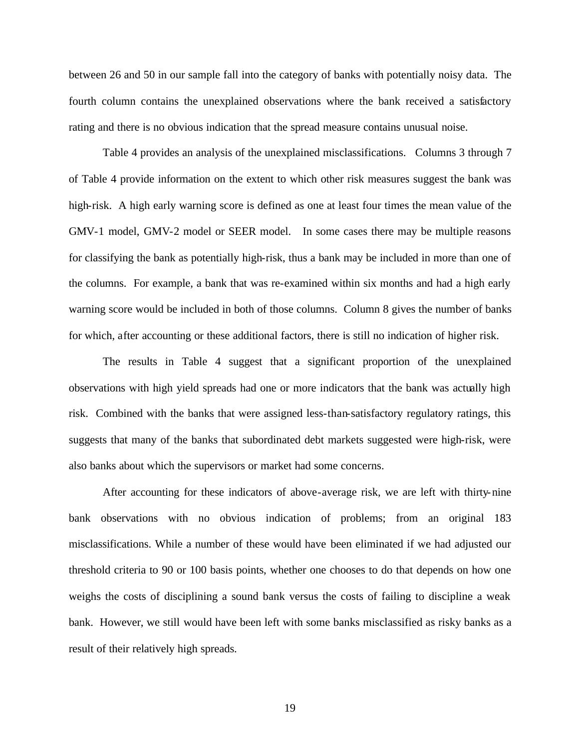between 26 and 50 in our sample fall into the category of banks with potentially noisy data. The fourth column contains the unexplained observations where the bank received a satisfactory rating and there is no obvious indication that the spread measure contains unusual noise.

Table 4 provides an analysis of the unexplained misclassifications. Columns 3 through 7 of Table 4 provide information on the extent to which other risk measures suggest the bank was high-risk. A high early warning score is defined as one at least four times the mean value of the GMV-1 model, GMV-2 model or SEER model. In some cases there may be multiple reasons for classifying the bank as potentially high-risk, thus a bank may be included in more than one of the columns. For example, a bank that was re-examined within six months and had a high early warning score would be included in both of those columns. Column 8 gives the number of banks for which, after accounting or these additional factors, there is still no indication of higher risk.

The results in Table 4 suggest that a significant proportion of the unexplained observations with high yield spreads had one or more indicators that the bank was actually high risk. Combined with the banks that were assigned less-than-satisfactory regulatory ratings, this suggests that many of the banks that subordinated debt markets suggested were high-risk, were also banks about which the supervisors or market had some concerns.

After accounting for these indicators of above-average risk, we are left with thirty-nine bank observations with no obvious indication of problems; from an original 183 misclassifications. While a number of these would have been eliminated if we had adjusted our threshold criteria to 90 or 100 basis points, whether one chooses to do that depends on how one weighs the costs of disciplining a sound bank versus the costs of failing to discipline a weak bank. However, we still would have been left with some banks misclassified as risky banks as a result of their relatively high spreads.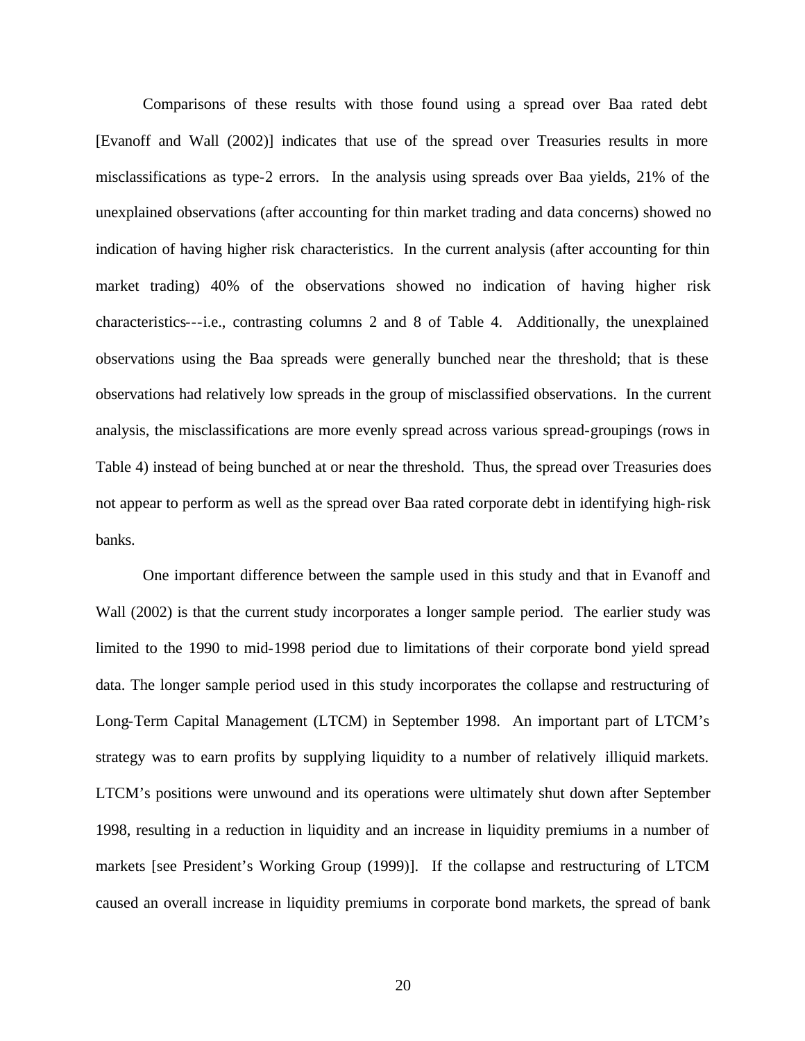Comparisons of these results with those found using a spread over Baa rated debt [Evanoff and Wall (2002)] indicates that use of the spread over Treasuries results in more misclassifications as type-2 errors. In the analysis using spreads over Baa yields, 21% of the unexplained observations (after accounting for thin market trading and data concerns) showed no indication of having higher risk characteristics. In the current analysis (after accounting for thin market trading) 40% of the observations showed no indication of having higher risk characteristics---i.e., contrasting columns 2 and 8 of Table 4. Additionally, the unexplained observations using the Baa spreads were generally bunched near the threshold; that is these observations had relatively low spreads in the group of misclassified observations. In the current analysis, the misclassifications are more evenly spread across various spread-groupings (rows in Table 4) instead of being bunched at or near the threshold. Thus, the spread over Treasuries does not appear to perform as well as the spread over Baa rated corporate debt in identifying high-risk banks.

One important difference between the sample used in this study and that in Evanoff and Wall (2002) is that the current study incorporates a longer sample period. The earlier study was limited to the 1990 to mid-1998 period due to limitations of their corporate bond yield spread data. The longer sample period used in this study incorporates the collapse and restructuring of Long-Term Capital Management (LTCM) in September 1998. An important part of LTCM's strategy was to earn profits by supplying liquidity to a number of relatively illiquid markets. LTCM's positions were unwound and its operations were ultimately shut down after September 1998, resulting in a reduction in liquidity and an increase in liquidity premiums in a number of markets [see President's Working Group (1999)]. If the collapse and restructuring of LTCM caused an overall increase in liquidity premiums in corporate bond markets, the spread of bank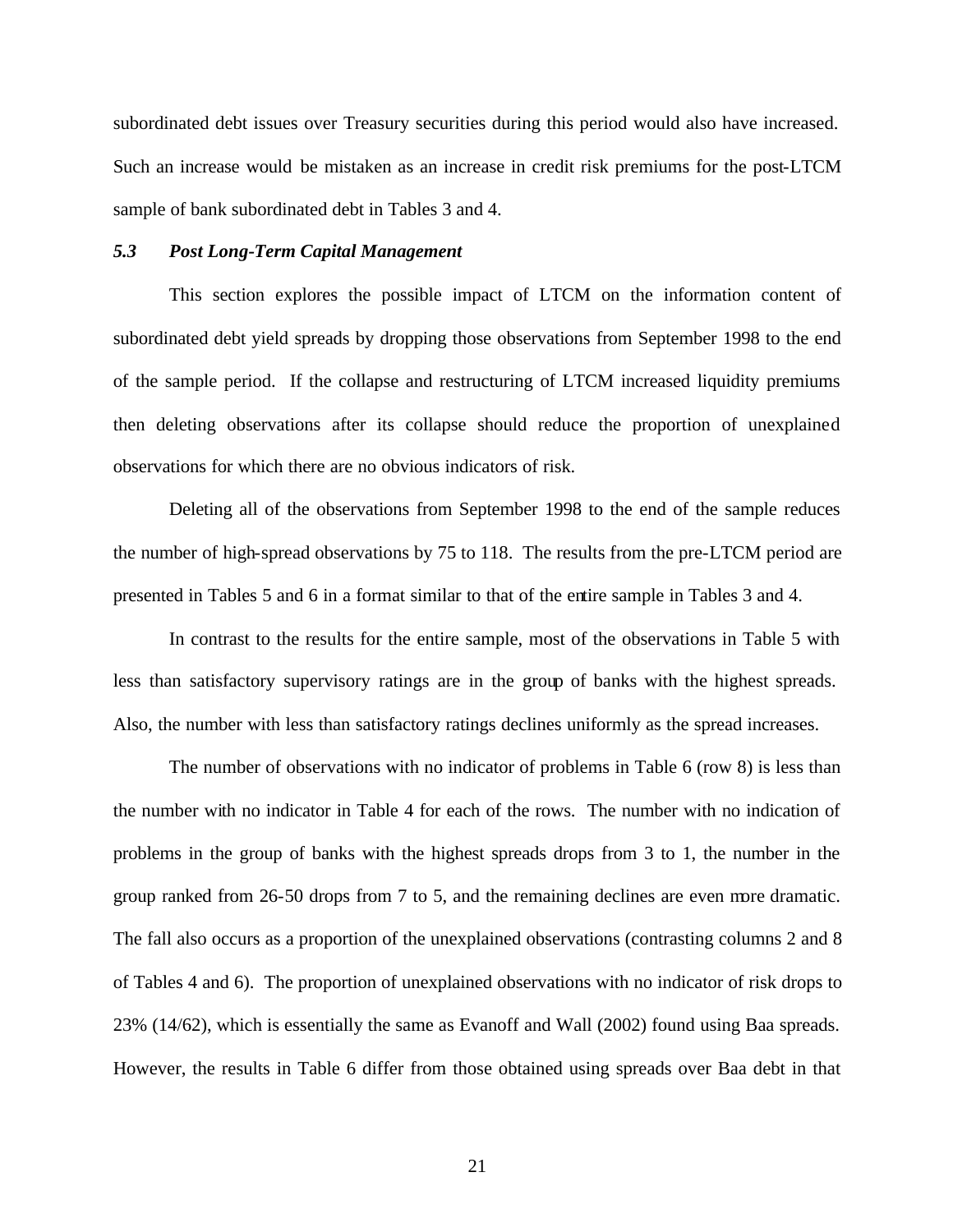subordinated debt issues over Treasury securities during this period would also have increased. Such an increase would be mistaken as an increase in credit risk premiums for the post-LTCM sample of bank subordinated debt in Tables 3 and 4.

### *5.3 Post Long-Term Capital Management*

This section explores the possible impact of LTCM on the information content of subordinated debt yield spreads by dropping those observations from September 1998 to the end of the sample period. If the collapse and restructuring of LTCM increased liquidity premiums then deleting observations after its collapse should reduce the proportion of unexplained observations for which there are no obvious indicators of risk.

Deleting all of the observations from September 1998 to the end of the sample reduces the number of high-spread observations by 75 to 118. The results from the pre-LTCM period are presented in Tables 5 and 6 in a format similar to that of the entire sample in Tables 3 and 4.

In contrast to the results for the entire sample, most of the observations in Table 5 with less than satisfactory supervisory ratings are in the group of banks with the highest spreads. Also, the number with less than satisfactory ratings declines uniformly as the spread increases.

The number of observations with no indicator of problems in Table 6 (row 8) is less than the number with no indicator in Table 4 for each of the rows. The number with no indication of problems in the group of banks with the highest spreads drops from 3 to 1, the number in the group ranked from 26-50 drops from 7 to 5, and the remaining declines are even more dramatic. The fall also occurs as a proportion of the unexplained observations (contrasting columns 2 and 8 of Tables 4 and 6). The proportion of unexplained observations with no indicator of risk drops to 23% (14/62), which is essentially the same as Evanoff and Wall (2002) found using Baa spreads. However, the results in Table 6 differ from those obtained using spreads over Baa debt in that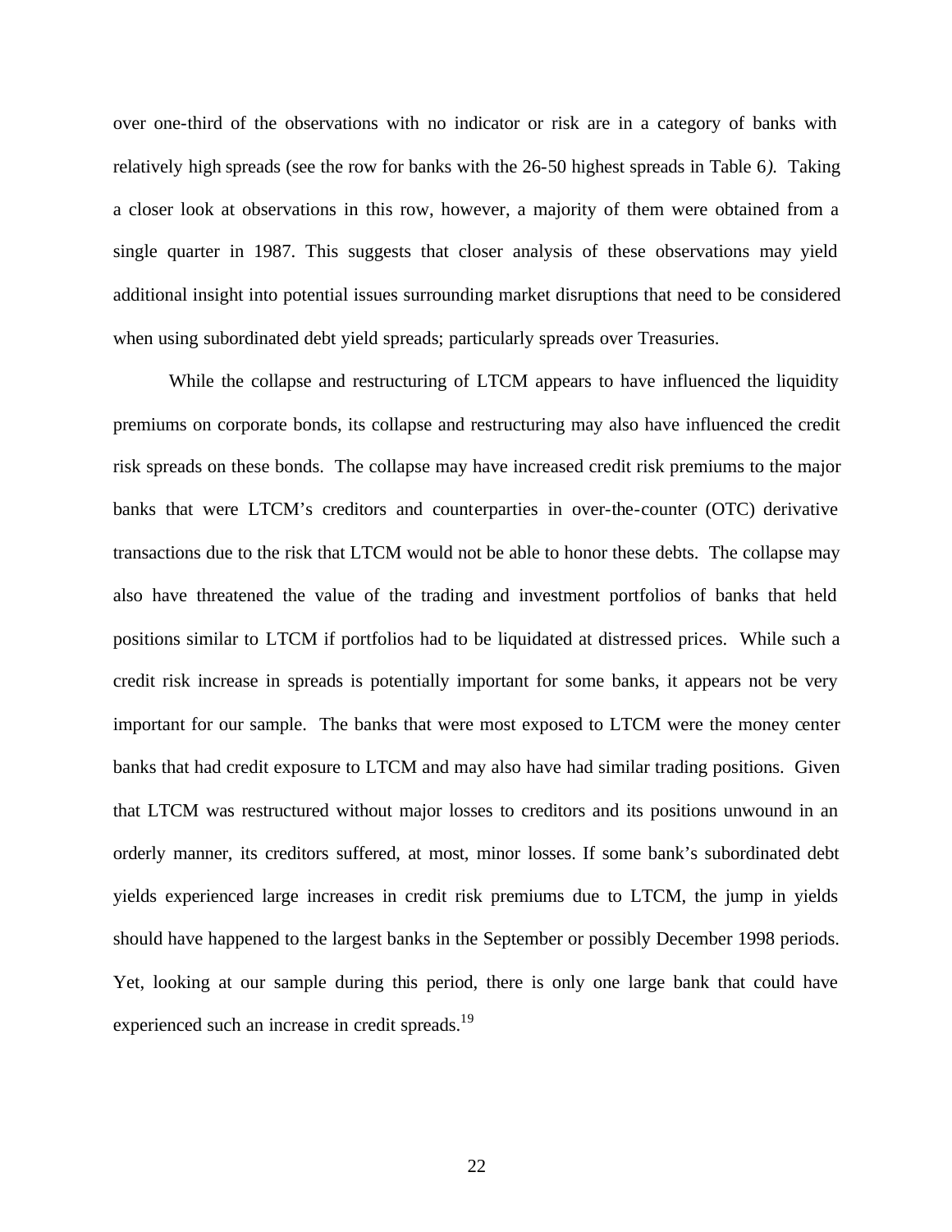over one-third of the observations with no indicator or risk are in a category of banks with relatively high spreads (see the row for banks with the 26-50 highest spreads in Table 6*).* Taking a closer look at observations in this row, however, a majority of them were obtained from a single quarter in 1987. This suggests that closer analysis of these observations may yield additional insight into potential issues surrounding market disruptions that need to be considered when using subordinated debt yield spreads; particularly spreads over Treasuries.

While the collapse and restructuring of LTCM appears to have influenced the liquidity premiums on corporate bonds, its collapse and restructuring may also have influenced the credit risk spreads on these bonds. The collapse may have increased credit risk premiums to the major banks that were LTCM's creditors and counterparties in over-the-counter (OTC) derivative transactions due to the risk that LTCM would not be able to honor these debts. The collapse may also have threatened the value of the trading and investment portfolios of banks that held positions similar to LTCM if portfolios had to be liquidated at distressed prices. While such a credit risk increase in spreads is potentially important for some banks, it appears not be very important for our sample. The banks that were most exposed to LTCM were the money center banks that had credit exposure to LTCM and may also have had similar trading positions. Given that LTCM was restructured without major losses to creditors and its positions unwound in an orderly manner, its creditors suffered, at most, minor losses. If some bank's subordinated debt yields experienced large increases in credit risk premiums due to LTCM, the jump in yields should have happened to the largest banks in the September or possibly December 1998 periods. Yet, looking at our sample during this period, there is only one large bank that could have experienced such an increase in credit spreads.[19]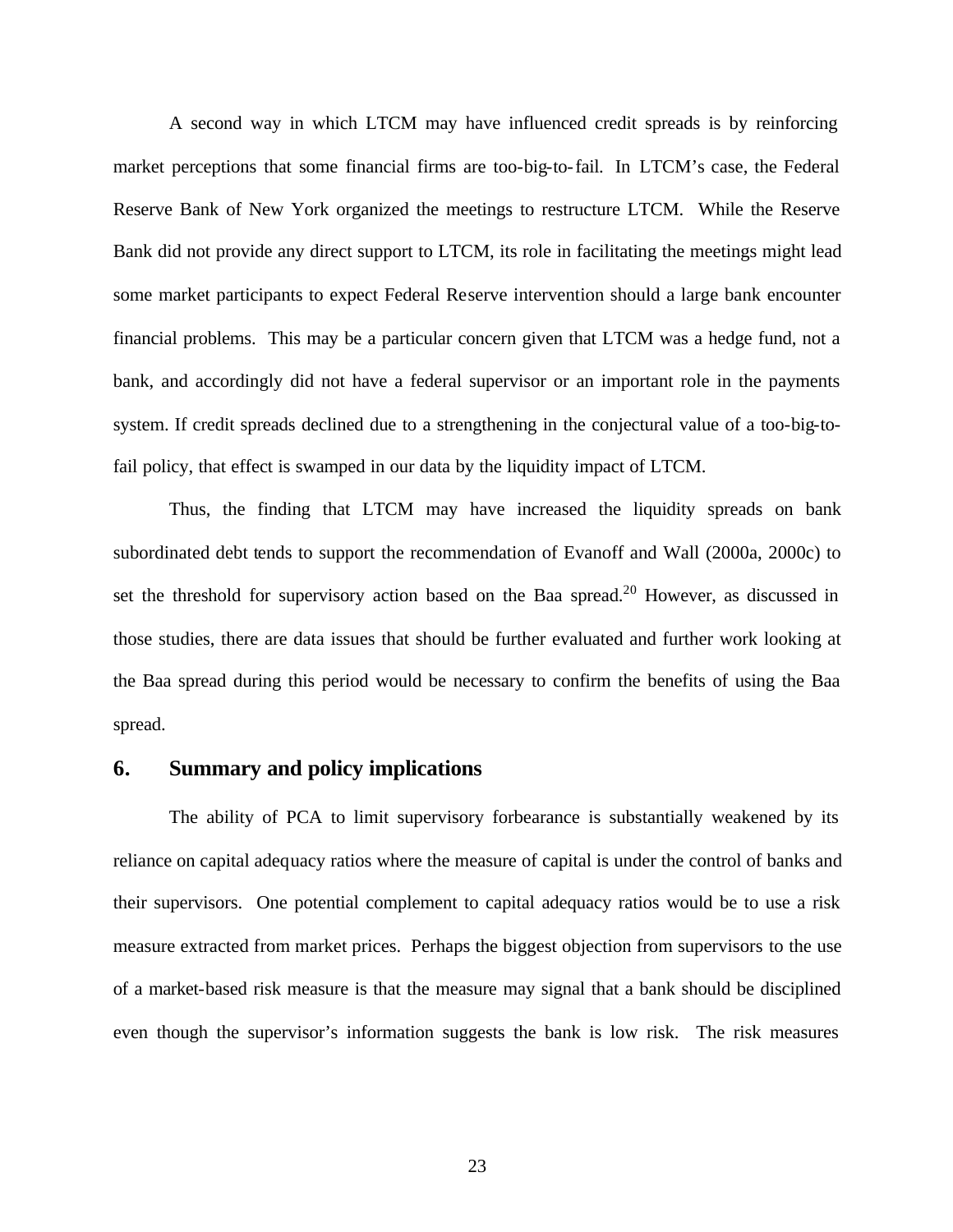A second way in which LTCM may have influenced credit spreads is by reinforcing market perceptions that some financial firms are too-big-to-fail. In LTCM's case, the Federal Reserve Bank of New York organized the meetings to restructure LTCM. While the Reserve Bank did not provide any direct support to LTCM, its role in facilitating the meetings might lead some market participants to expect Federal Reserve intervention should a large bank encounter financial problems. This may be a particular concern given that LTCM was a hedge fund, not a bank, and accordingly did not have a federal supervisor or an important role in the payments system. If credit spreads declined due to a strengthening in the conjectural value of a too-big-to-fail policy, that effect is swamped in our data by the liquidity impact of LTCM.

Thus, the finding that LTCM may have increased the liquidity spreads on bank subordinated debt tends to support the recommendation of Evanoff and Wall (2000a, 2000c) to set the threshold for supervisory action based on the Baa spread.[20] However, as discussed in those studies, there are data issues that should be further evaluated and further work looking at the Baa spread during this period would be necessary to confirm the benefits of using the Baa spread.

## 6. Summary and policy implications

The ability of PCA to limit supervisory forbearance is substantially weakened by its reliance on capital adequacy ratios where the measure of capital is under the control of banks and their supervisors. One potential complement to capital adequacy ratios would be to use a risk measure extracted from market prices. Perhaps the biggest objection from supervisors to the use of a market-based risk measure is that the measure may signal that a bank should be disciplined even though the supervisor's information suggests the bank is low risk. The risk measures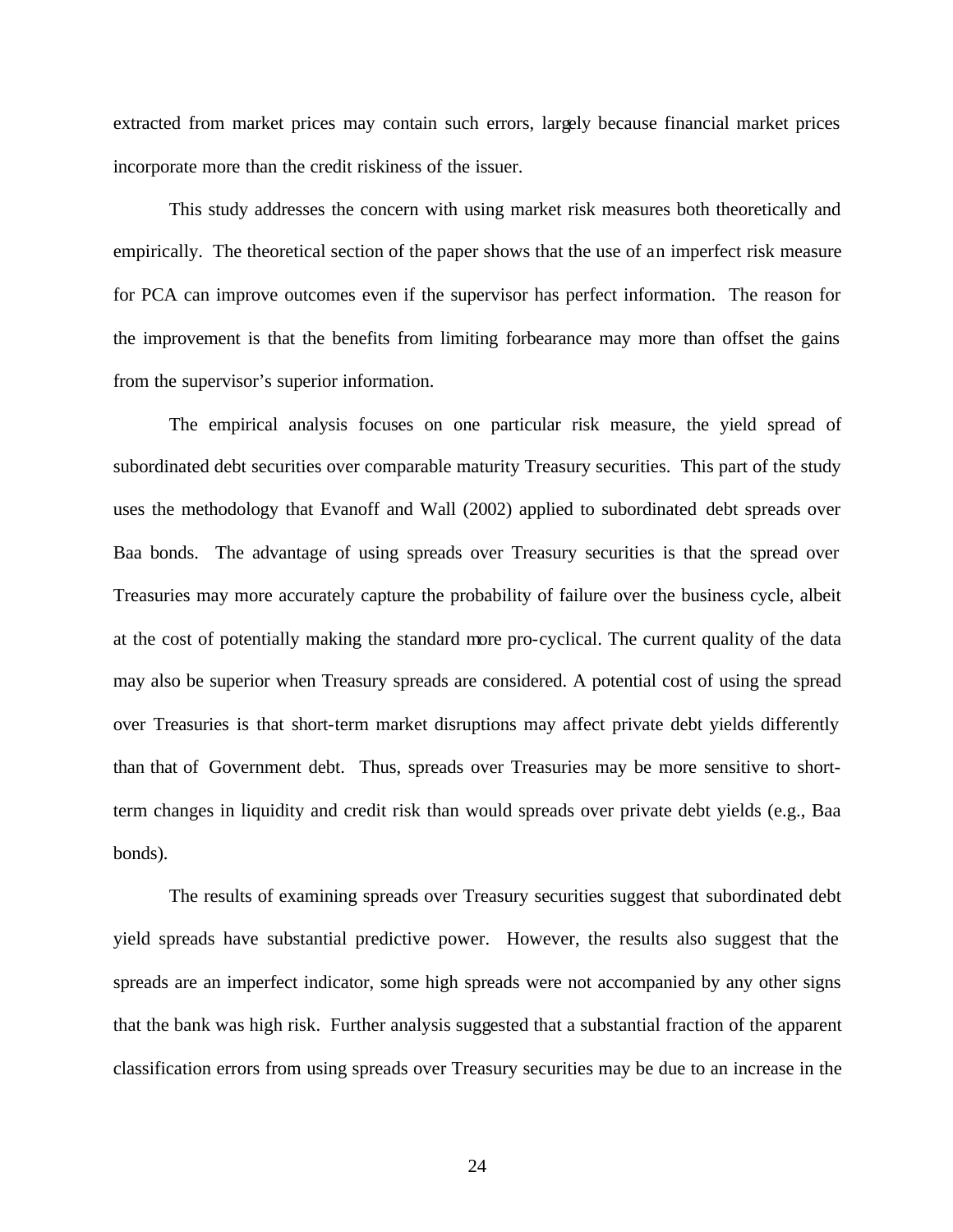extracted from market prices may contain such errors, largely because financial market prices incorporate more than the credit riskiness of the issuer.

This study addresses the concern with using market risk measures both theoretically and empirically. The theoretical section of the paper shows that the use of an imperfect risk measure for PCA can improve outcomes even if the supervisor has perfect information. The reason for the improvement is that the benefits from limiting forbearance may more than offset the gains from the supervisor's superior information.

The empirical analysis focuses on one particular risk measure, the yield spread of subordinated debt securities over comparable maturity Treasury securities. This part of the study uses the methodology that Evanoff and Wall (2002) applied to subordinated debt spreads over Baa bonds. The advantage of using spreads over Treasury securities is that the spread over Treasuries may more accurately capture the probability of failure over the business cycle, albeit at the cost of potentially making the standard more pro-cyclical. The current quality of the data may also be superior when Treasury spreads are considered. A potential cost of using the spread over Treasuries is that short-term market disruptions may affect private debt yields differently than that of Government debt. Thus, spreads over Treasuries may be more sensitive to short-term changes in liquidity and credit risk than would spreads over private debt yields (e.g., Baa bonds).

The results of examining spreads over Treasury securities suggest that subordinated debt yield spreads have substantial predictive power. However, the results also suggest that the spreads are an imperfect indicator, some high spreads were not accompanied by any other signs that the bank was high risk. Further analysis suggested that a substantial fraction of the apparent classification errors from using spreads over Treasury securities may be due to an increase in the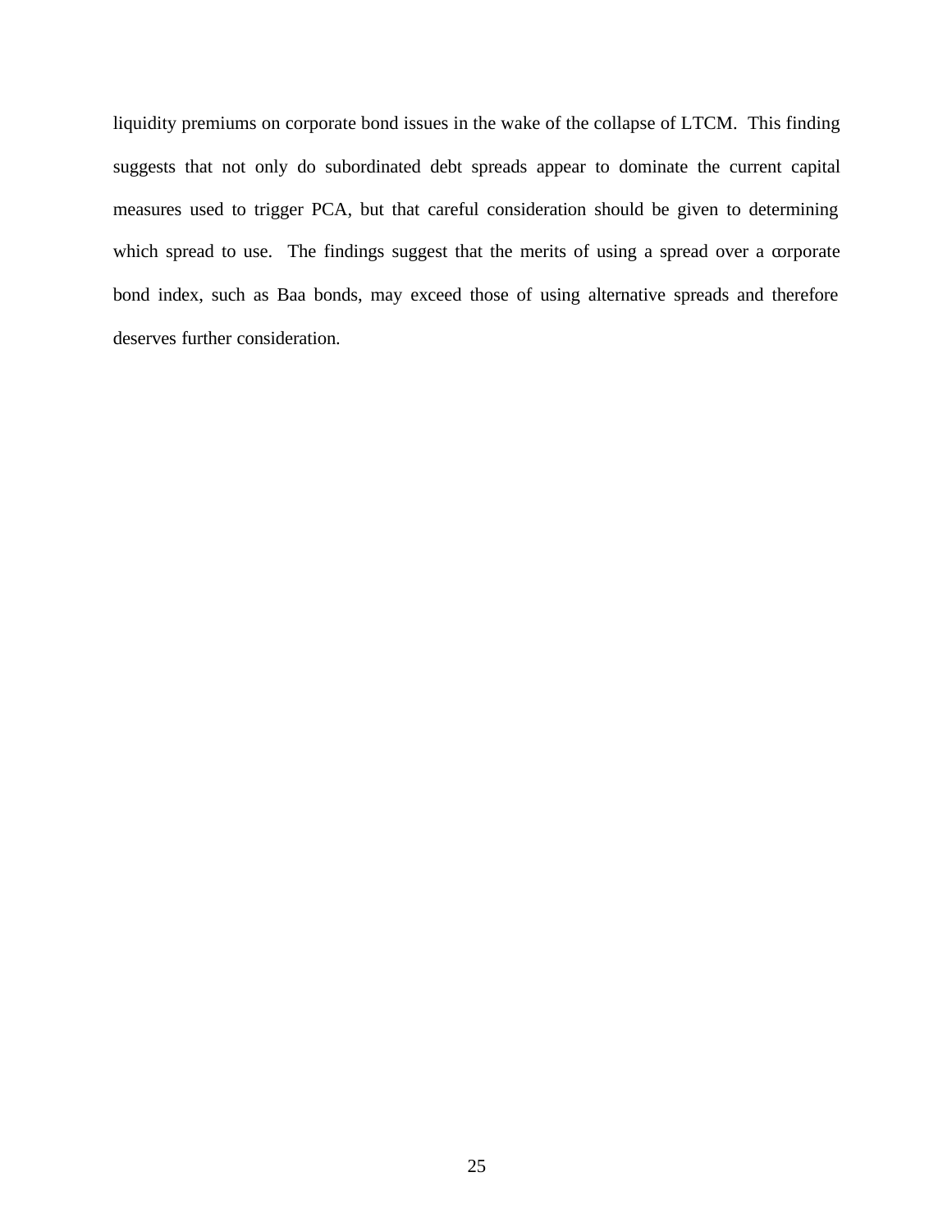liquidity premiums on corporate bond issues in the wake of the collapse of LTCM. This finding suggests that not only do subordinated debt spreads appear to dominate the current capital measures used to trigger PCA, but that careful consideration should be given to determining which spread to use. The findings suggest that the merits of using a spread over a corporate bond index, such as Baa bonds, may exceed those of using alternative spreads and therefore deserves further consideration.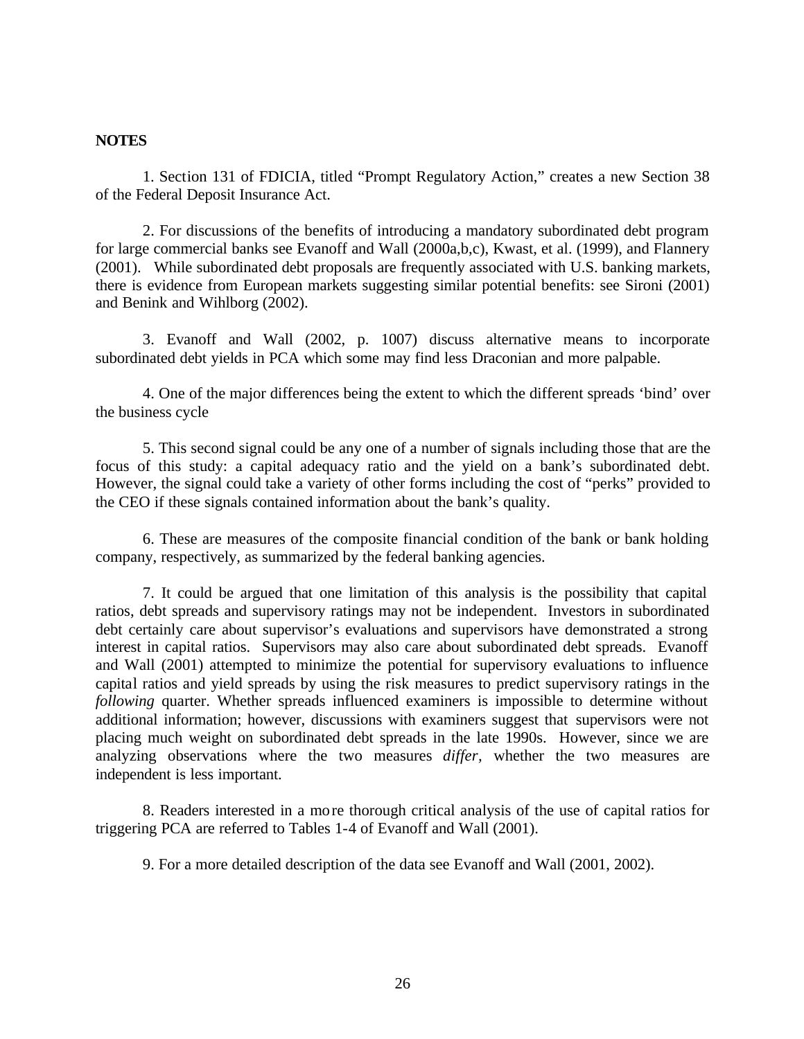**NOTES**

1. Section 131 of FDICIA, titled "Prompt Regulatory Action," creates a new Section 38 of the Federal Deposit Insurance Act.

2. For discussions of the benefits of introducing a mandatory subordinated debt program for large commercial banks see Evanoff and Wall (2000a,b,c), Kwast, et al. (1999), and Flannery (2001). While subordinated debt proposals are frequently associated with U.S. banking markets, there is evidence from European markets suggesting similar potential benefits: see Sironi (2001) and Benink and Wihlborg (2002).

3. Evanoff and Wall (2002, p. 1007) discuss alternative means to incorporate subordinated debt yields in PCA which some may find less Draconian and more palpable.

4. One of the major differences being the extent to which the different spreads 'bind' over the business cycle

5. This second signal could be any one of a number of signals including those that are the focus of this study: a capital adequacy ratio and the yield on a bank's subordinated debt. However, the signal could take a variety of other forms including the cost of "perks" provided to the CEO if these signals contained information about the bank's quality.

6. These are measures of the composite financial condition of the bank or bank holding company, respectively, as summarized by the federal banking agencies.

7. It could be argued that one limitation of this analysis is the possibility that capital ratios, debt spreads and supervisory ratings may not be independent. Investors in subordinated debt certainly care about supervisor's evaluations and supervisors have demonstrated a strong interest in capital ratios. Supervisors may also care about subordinated debt spreads. Evanoff and Wall (2001) attempted to minimize the potential for supervisory evaluations to influence capital ratios and yield spreads by using the risk measures to predict supervisory ratings in the *following* quarter. Whether spreads influenced examiners is impossible to determine without additional information; however, discussions with examiners suggest that supervisors were not placing much weight on subordinated debt spreads in the late 1990s. However, since we are analyzing observations where the two measures *differ*, whether the two measures are independent is less important.

8. Readers interested in a more thorough critical analysis of the use of capital ratios for triggering PCA are referred to Tables 1-4 of Evanoff and Wall (2001).

9. For a more detailed description of the data see Evanoff and Wall (2001, 2002).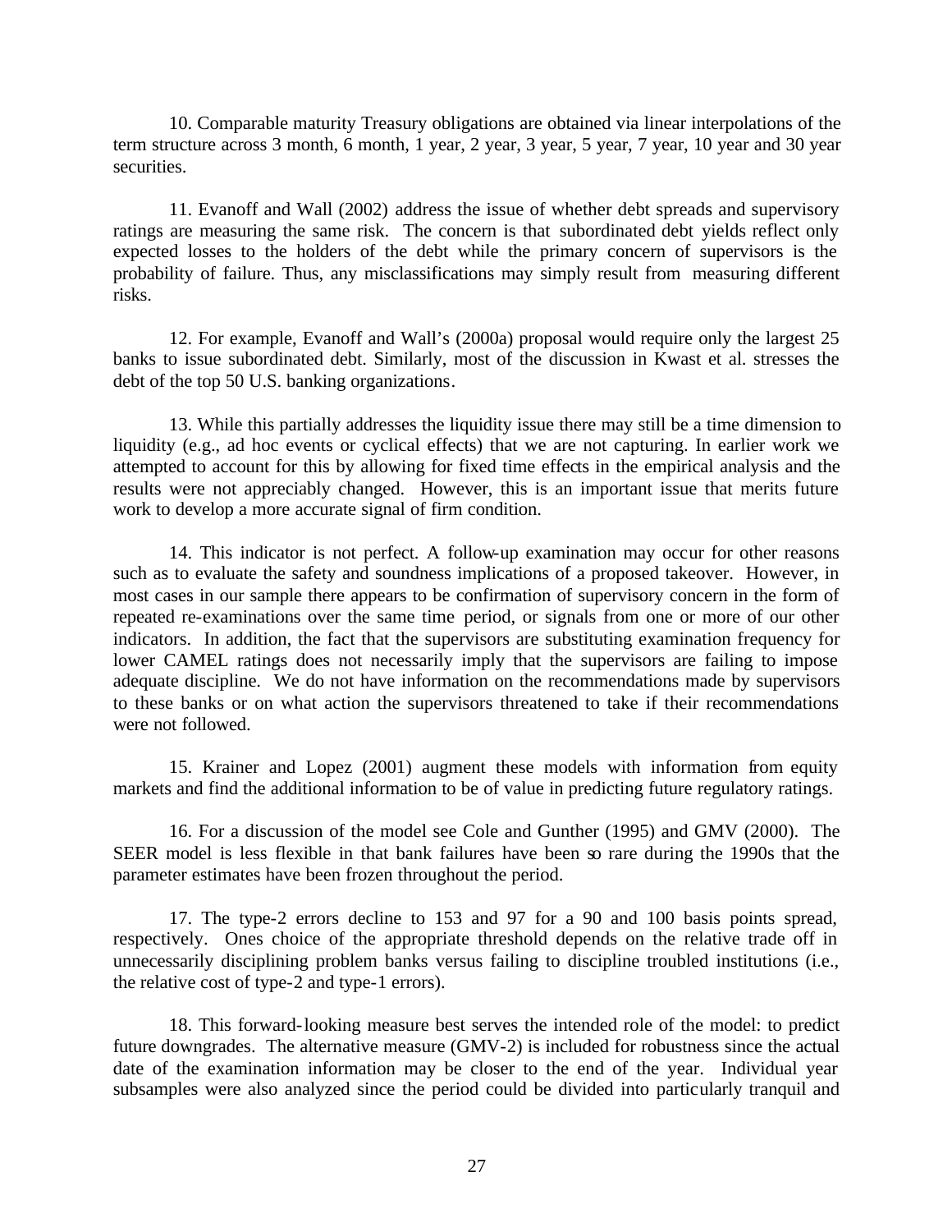10. Comparable maturity Treasury obligations are obtained via linear interpolations of the term structure across 3 month, 6 month, 1 year, 2 year, 3 year, 5 year, 7 year, 10 year and 30 year securities.

11. Evanoff and Wall (2002) address the issue of whether debt spreads and supervisory ratings are measuring the same risk. The concern is that subordinated debt yields reflect only expected losses to the holders of the debt while the primary concern of supervisors is the probability of failure. Thus, any misclassifications may simply result from measuring different risks.

12. For example, Evanoff and Wall's (2000a) proposal would require only the largest 25 banks to issue subordinated debt. Similarly, most of the discussion in Kwast et al. stresses the debt of the top 50 U.S. banking organizations.

13. While this partially addresses the liquidity issue there may still be a time dimension to liquidity (e.g., ad hoc events or cyclical effects) that we are not capturing. In earlier work we attempted to account for this by allowing for fixed time effects in the empirical analysis and the results were not appreciably changed. However, this is an important issue that merits future work to develop a more accurate signal of firm condition.

14. This indicator is not perfect. A follow-up examination may occur for other reasons such as to evaluate the safety and soundness implications of a proposed takeover. However, in most cases in our sample there appears to be confirmation of supervisory concern in the form of repeated re-examinations over the same time period, or signals from one or more of our other indicators. In addition, the fact that the supervisors are substituting examination frequency for lower CAMEL ratings does not necessarily imply that the supervisors are failing to impose adequate discipline. We do not have information on the recommendations made by supervisors to these banks or on what action the supervisors threatened to take if their recommendations were not followed.

15. Krainer and Lopez (2001) augment these models with information from equity markets and find the additional information to be of value in predicting future regulatory ratings.

16. For a discussion of the model see Cole and Gunther (1995) and GMV (2000). The SEER model is less flexible in that bank failures have been so rare during the 1990s that the parameter estimates have been frozen throughout the period.

17. The type-2 errors decline to 153 and 97 for a 90 and 100 basis points spread, respectively. Ones choice of the appropriate threshold depends on the relative trade off in unnecessarily disciplining problem banks versus failing to discipline troubled institutions (i.e., the relative cost of type-2 and type-1 errors).

18. This forward-looking measure best serves the intended role of the model: to predict future downgrades. The alternative measure (GMV-2) is included for robustness since the actual date of the examination information may be closer to the end of the year. Individual year subsamples were also analyzed since the period could be divided into particularly tranquil and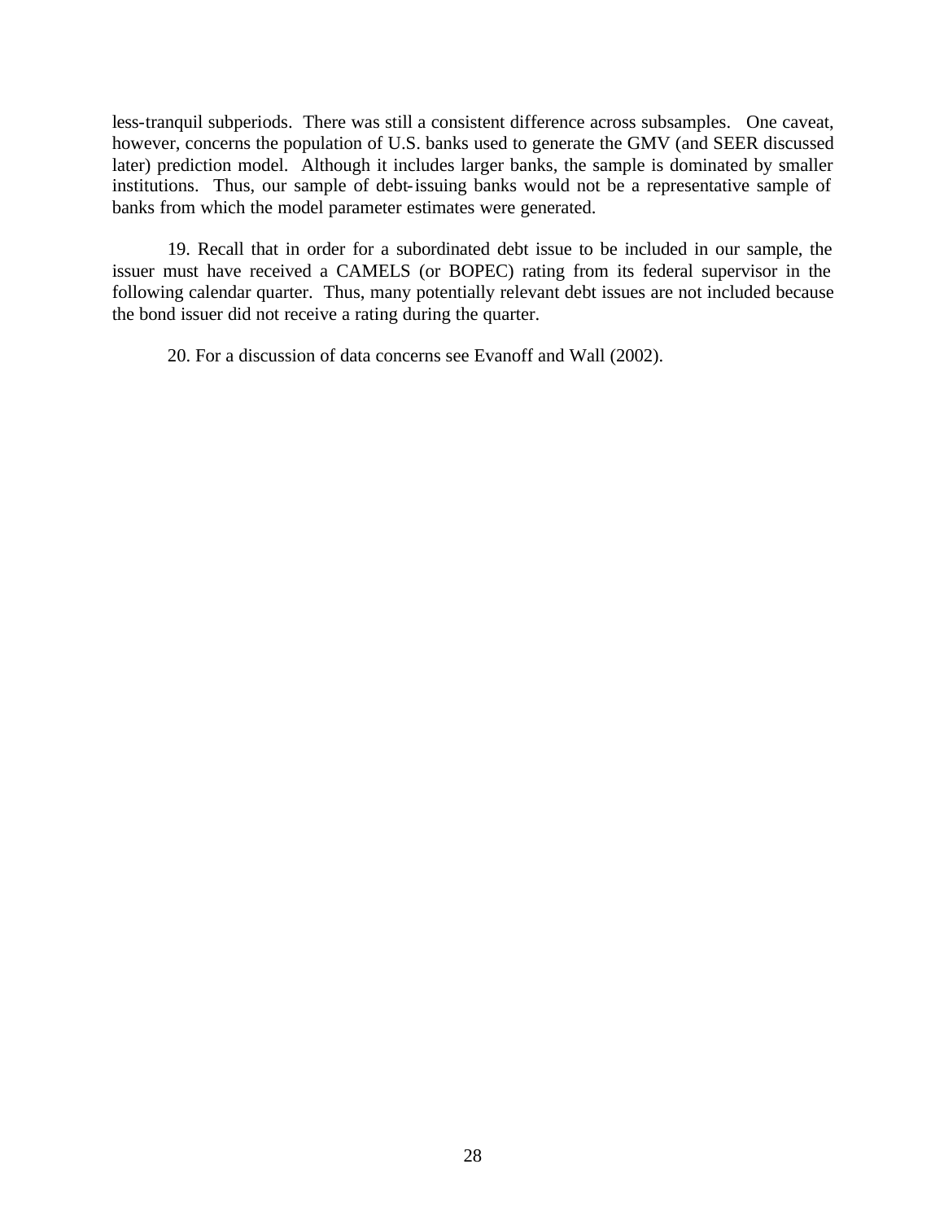less-tranquil subperiods. There was still a consistent difference across subsamples. One caveat, however, concerns the population of U.S. banks used to generate the GMV (and SEER discussed later) prediction model. Although it includes larger banks, the sample is dominated by smaller institutions. Thus, our sample of debt-issuing banks would not be a representative sample of banks from which the model parameter estimates were generated.

19. Recall that in order for a subordinated debt issue to be included in our sample, the issuer must have received a CAMELS (or BOPEC) rating from its federal supervisor in the following calendar quarter. Thus, many potentially relevant debt issues are not included because the bond issuer did not receive a rating during the quarter.

20. For a discussion of data concerns see Evanoff and Wall (2002).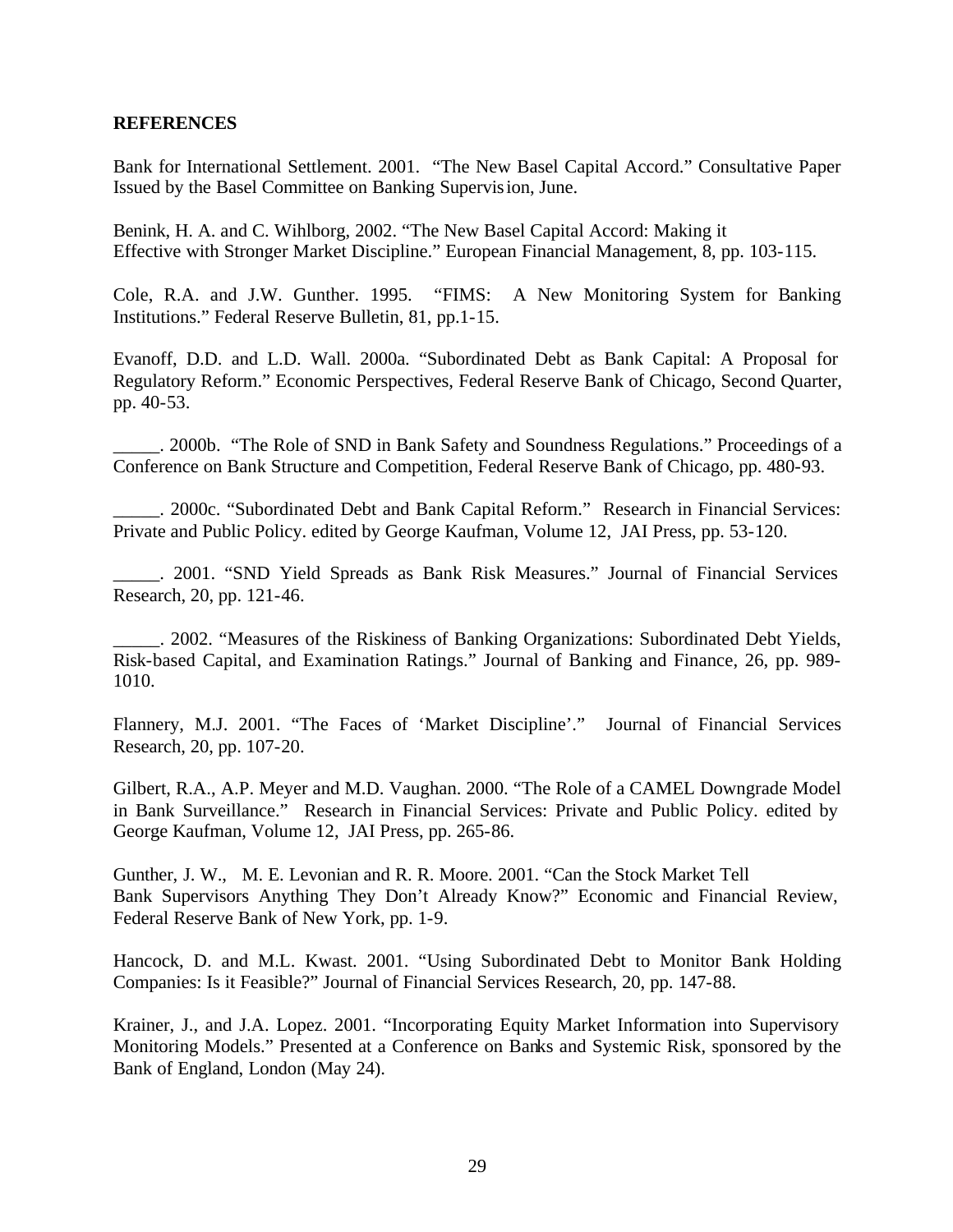**REFERENCES**

Bank for International Settlement. 2001. "The New Basel Capital Accord." Consultative Paper Issued by the Basel Committee on Banking Supervision, June.

Benink, H. A. and C. Wihlborg, 2002. "The New Basel Capital Accord: Making it Effective with Stronger Market Discipline." European Financial Management, 8, pp. 103-115.

Cole, R.A. and J.W. Gunther. 1995. "FIMS: A New Monitoring System for Banking Institutions." Federal Reserve Bulletin, 81, pp.1-15.

Evanoff, D.D. and L.D. Wall. 2000a. "Subordinated Debt as Bank Capital: A Proposal for Regulatory Reform." Economic Perspectives, Federal Reserve Bank of Chicago, Second Quarter, pp. 40-53.

_____. 2000b. "The Role of SND in Bank Safety and Soundness Regulations." Proceedings of a Conference on Bank Structure and Competition, Federal Reserve Bank of Chicago, pp. 480-93.

_____. 2000c. "Subordinated Debt and Bank Capital Reform." Research in Financial Services: Private and Public Policy. edited by George Kaufman, Volume 12, JAI Press, pp. 53-120.

_____. 2001. "SND Yield Spreads as Bank Risk Measures." Journal of Financial Services Research, 20, pp. 121-46.

_____. 2002. "Measures of the Riskiness of Banking Organizations: Subordinated Debt Yields, Risk-based Capital, and Examination Ratings." Journal of Banking and Finance, 26, pp. 989-1010.

Flannery, M.J. 2001. "The Faces of 'Market Discipline'." Journal of Financial Services Research, 20, pp. 107-20.

Gilbert, R.A., A.P. Meyer and M.D. Vaughan. 2000. "The Role of a CAMEL Downgrade Model in Bank Surveillance." Research in Financial Services: Private and Public Policy. edited by George Kaufman, Volume 12, JAI Press, pp. 265-86.

Gunther, J. W., M. E. Levonian and R. R. Moore. 2001. "Can the Stock Market Tell Bank Supervisors Anything They Don't Already Know?" Economic and Financial Review, Federal Reserve Bank of New York, pp. 1-9.

Hancock, D. and M.L. Kwast. 2001. "Using Subordinated Debt to Monitor Bank Holding Companies: Is it Feasible?" Journal of Financial Services Research, 20, pp. 147-88.

Krainer, J., and J.A. Lopez. 2001. "Incorporating Equity Market Information into Supervisory Monitoring Models." Presented at a Conference on Banks and Systemic Risk, sponsored by the Bank of England, London (May 24).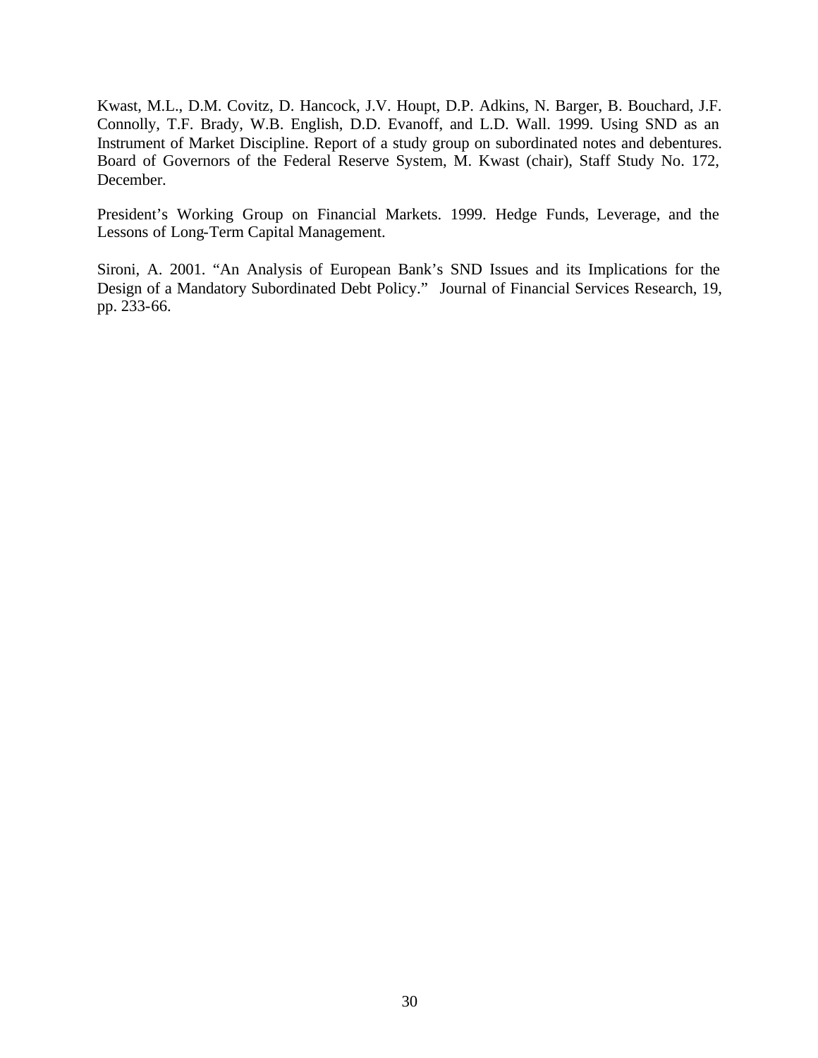Kwast, M.L., D.M. Covitz, D. Hancock, J.V. Houpt, D.P. Adkins, N. Barger, B. Bouchard, J.F. Connolly, T.F. Brady, W.B. English, D.D. Evanoff, and L.D. Wall. 1999. Using SND as an Instrument of Market Discipline. Report of a study group on subordinated notes and debentures. Board of Governors of the Federal Reserve System, M. Kwast (chair), Staff Study No. 172, December.

President's Working Group on Financial Markets. 1999. Hedge Funds, Leverage, and the Lessons of Long-Term Capital Management.

Sironi, A. 2001. "An Analysis of European Bank's SND Issues and its Implications for the Design of a Mandatory Subordinated Debt Policy." Journal of Financial Services Research, 19, pp. 233-66.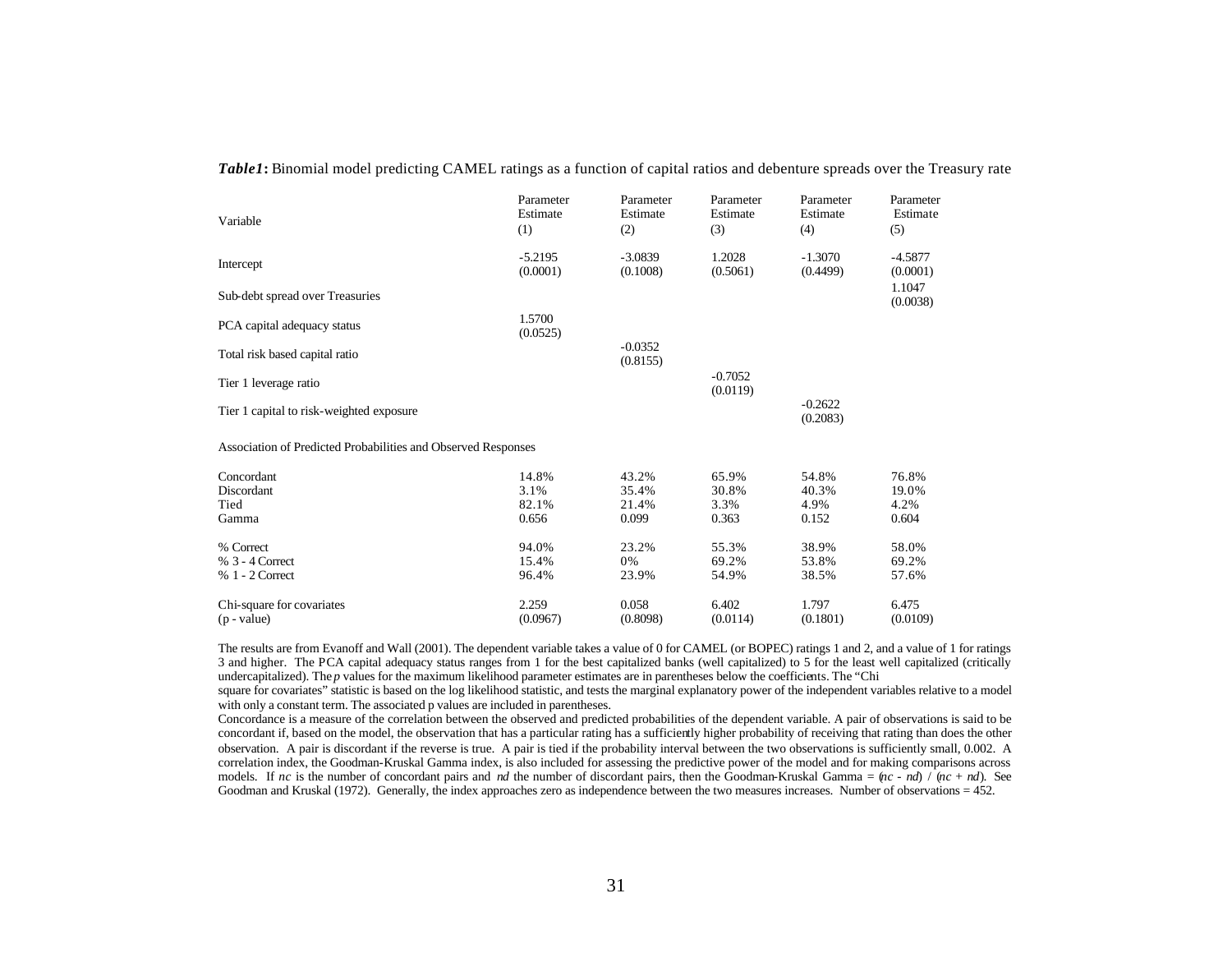***Table1*****:** Binomial model predicting CAMEL ratings as a function of capital ratios and debenture spreads over the Treasury rate

| Variable | Parameter Estimate (1) | Parameter Estimate (2) | Parameter Estimate (3) | Parameter Estimate (4) | Parameter Estimate (5) |
|---|---|---|---|---|---|
| Intercept | -5.2195 (0.0001) | -3.0839 (0.1008) | 1.2028 (0.5061) | -1.3070 (0.4499) | -4.5877 (0.0001) |
| Sub-debt spread over Treasuries | | | | | 1.1047 (0.0038) |
| PCA capital adequacy status | 1.5700 (0.0525) | | | | |
| Total risk based capital ratio | | -0.0352 (0.8155) | | | |
| Tier 1 leverage ratio | | | -0.7052 (0.0119) | | |
| Tier 1 capital to risk-weighted exposure | | | | -0.2622 (0.2083) | |
| Association of Predicted Probabilities and Observed Responses | | | | | |
| Concordant | 14.8% | 43.2% | 65.9% | 54.8% | 76.8% |
| Discordant | 3.1% | 35.4% | 30.8% | 40.3% | 19.0% |
| Tied | 82.1% | 21.4% | 3.3% | 4.9% | 4.2% |
| Gamma | 0.656 | 0.099 | 0.363 | 0.152 | 0.604 |
| % Correct | 94.0% | 23.2% | 55.3% | 38.9% | 58.0% |
| % 3 - 4 Correct | 15.4% | 0% | 69.2% | 53.8% | 69.2% |
| % 1 - 2 Correct | 96.4% | 23.9% | 54.9% | 38.5% | 57.6% |
| Chi-square for covariates | 2.259 | 0.058 | 6.402 | 1.797 | 6.475 |
| (p - value) | (0.0967) | (0.8098) | (0.0114) | (0.1801) | (0.0109) |

The results are from Evanoff and Wall (2001). The dependent variable takes a value of 0 for CAMEL (or BOPEC) ratings 1 and 2, and a value of 1 for ratings 3 and higher. The PCA capital adequacy status ranges from 1 for the best capitalized banks (well capitalized) to 5 for the least well capitalized (critically undercapitalized). The *p* values for the maximum likelihood parameter estimates are in parentheses below the coefficients. The "Chi square for covariates" statistic is based on the log likelihood statistic, and tests the marginal explanatory power of the independent variables relative to a model with only a constant term. The associated p values are included in parentheses.

Concordance is a measure of the correlation between the observed and predicted probabilities of the dependent variable. A pair of observations is said to be concordant if, based on the model, the observation that has a particular rating has a sufficiently higher probability of receiving that rating than does the other observation. A pair is discordant if the reverse is true. A pair is tied if the probability interval between the two observations is sufficiently small, 0.002. A correlation index, the Goodman-Kruskal Gamma index, is also included for assessing the predictive power of the model and for making comparisons across models. If *nc* is the number of concordant pairs and *nd* the number of discordant pairs, then the Goodman-Kruskal Gamma = $(nc - nd) / (nc + nd)$. See Goodman and Kruskal (1972). Generally, the index approaches zero as independence between the two measures increases. Number of observations = 452.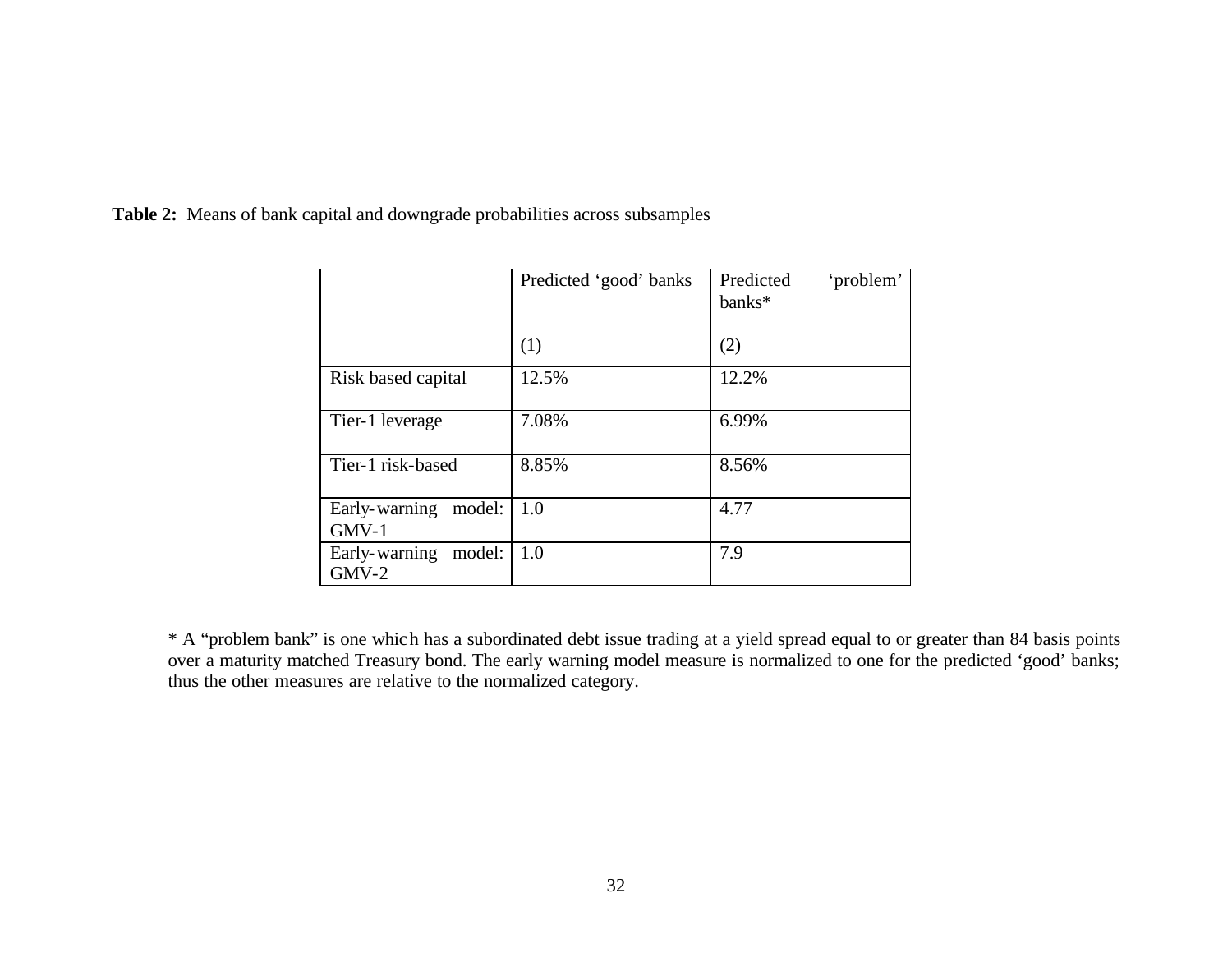**Table 2:** Means of bank capital and downgrade probabilities across subsamples

| | Predicted 'good' banks<br><br>(1) | Predicted 'problem' banks*<br><br>(2) |
|---|---|---|
| Risk based capital | 12.5% | 12.2% |
| Tier-1 leverage | 7.08% | 6.99% |
| Tier-1 risk-based | 8.85% | 8.56% |
| Early-warning model: GMV-1 | 1.0 | 4.77 |
| Early-warning model: GMV-2 | 1.0 | 7.9 |

* A "problem bank" is one which has a subordinated debt issue trading at a yield spread equal to or greater than 84 basis points over a maturity matched Treasury bond. The early warning model measure is normalized to one for the predicted 'good' banks; thus the other measures are relative to the normalized category.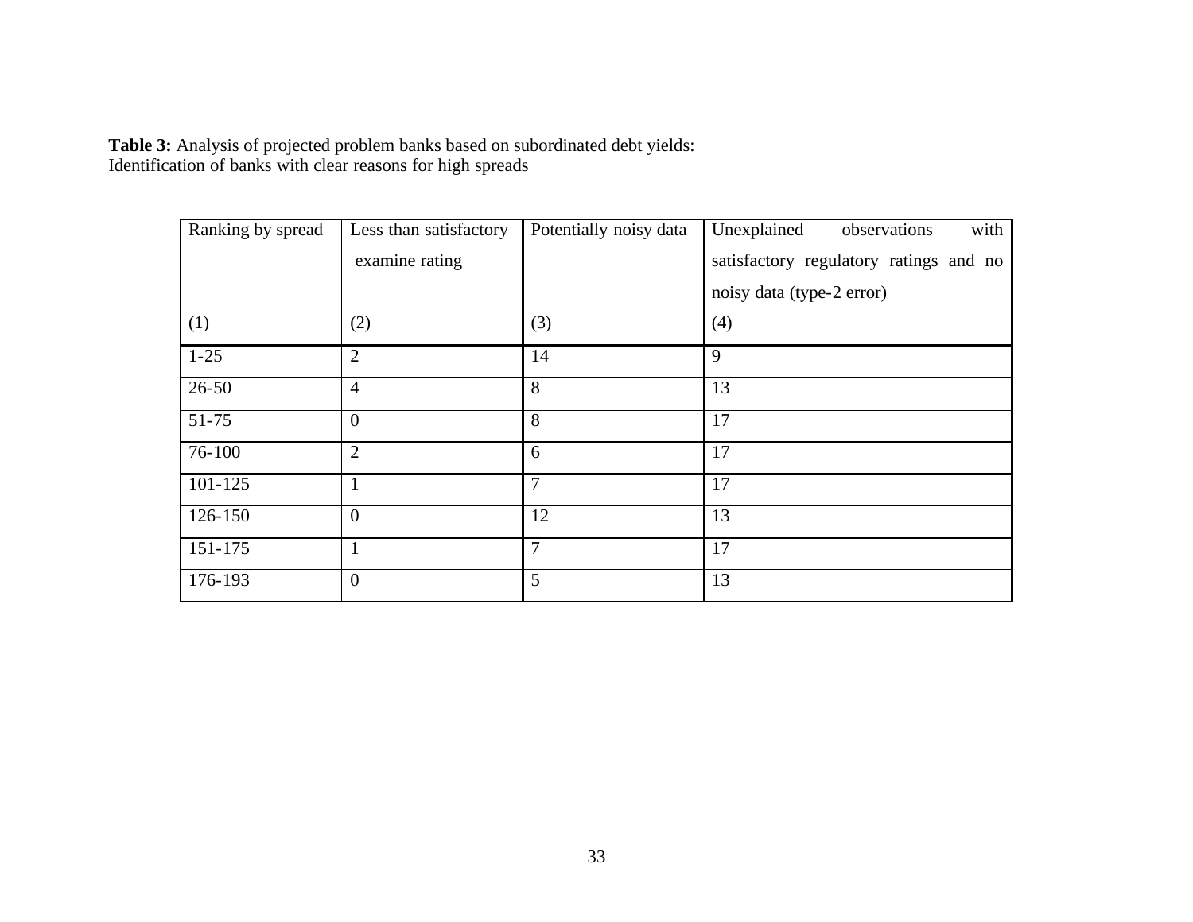**Table 3:** Analysis of projected problem banks based on subordinated debt yields:
Identification of banks with clear reasons for high spreads

| Ranking by spread<br><br>(1) | Less than satisfactory examine rating<br><br>(2) | Potentially noisy data<br><br>(3) | Unexplained observations with satisfactory regulatory ratings and no noisy data (type-2 error)<br>(4) |
|---|---|---|---|
| 1-25 | 2 | 14 | 9 |
| 26-50 | 4 | 8 | 13 |
| 51-75 | 0 | 8 | 17 |
| 76-100 | 2 | 6 | 17 |
| 101-125 | 1 | 7 | 17 |
| 126-150 | 0 | 12 | 13 |
| 151-175 | 1 | 7 | 17 |
| 176-193 | 0 | 5 | 13 |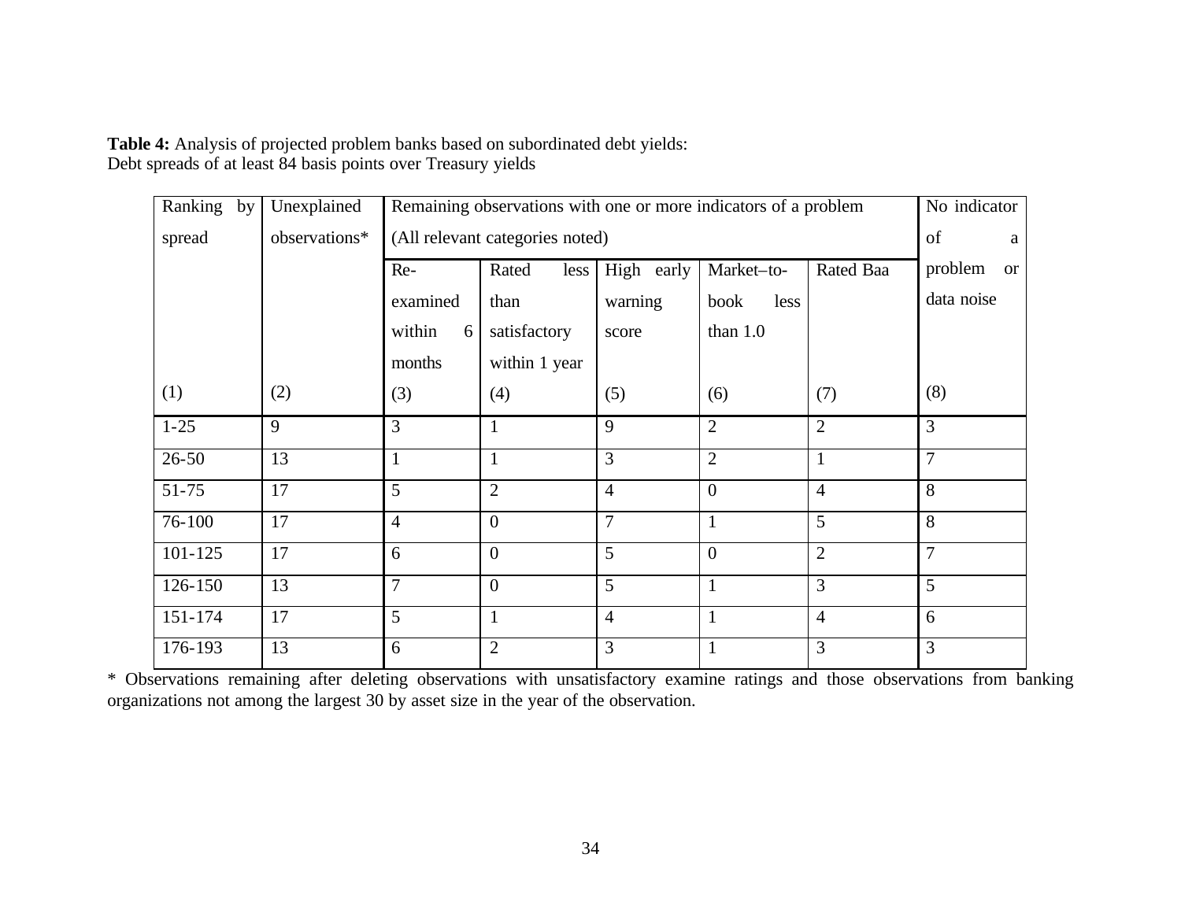**Table 4:** Analysis of projected problem banks based on subordinated debt yields:
Debt spreads of at least 84 basis points over Treasury yields

| Ranking by spread | Unexplained observations* | Remaining observations with one or more indicators of a problem (All relevant categories noted) | | | | | No indicator of a problem or data noise |
|---|---|---|---|---|---|---|---|
| | | Re-examined within 6 months | Rated less than satisfactory within 1 year | High early warning score | Market–to-book less than 1.0 | Rated Baa | |
| (1) | (2) | (3) | (4) | (5) | (6) | (7) | (8) |
| 1-25 | 9 | 3 | 1 | 9 | 2 | 2 | 3 |
| 26-50 | 13 | 1 | 1 | 3 | 2 | 1 | 7 |
| 51-75 | 17 | 5 | 2 | 4 | 0 | 4 | 8 |
| 76-100 | 17 | 4 | 0 | 7 | 1 | 5 | 8 |
| 101-125 | 17 | 6 | 0 | 5 | 0 | 2 | 7 |
| 126-150 | 13 | 7 | 0 | 5 | 1 | 3 | 5 |
| 151-174 | 17 | 5 | 1 | 4 | 1 | 4 | 6 |
| 176-193 | 13 | 6 | 2 | 3 | 1 | 3 | 3 |

* Observations remaining after deleting observations with unsatisfactory examine ratings and those observations from banking organizations not among the largest 30 by asset size in the year of the observation.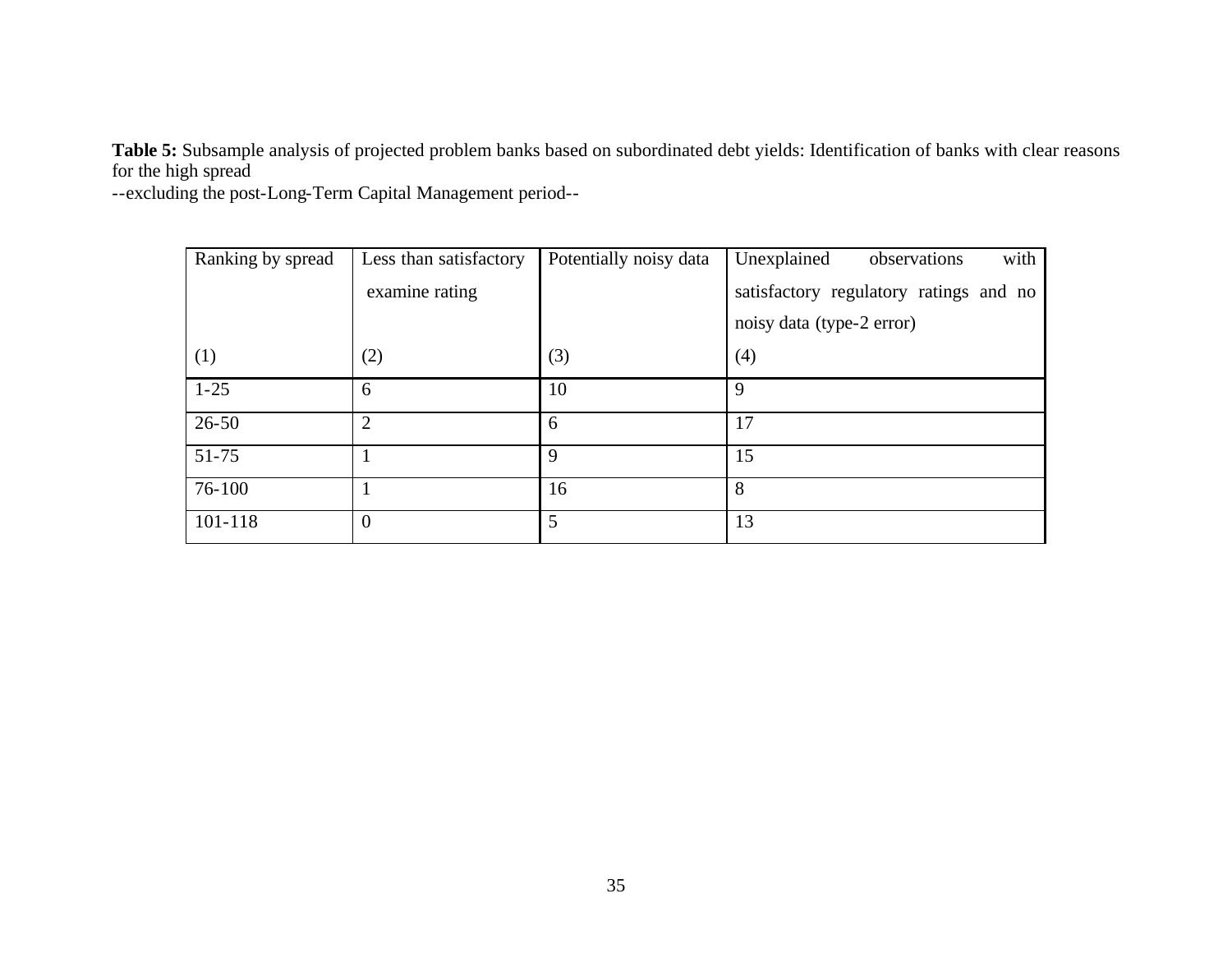**Table 5:** Subsample analysis of projected problem banks based on subordinated debt yields: Identification of banks with clear reasons for the high spread

--excluding the post-Long-Term Capital Management period--

| Ranking by spread<br><br>(1) | Less than satisfactory examine rating<br><br>(2) | Potentially noisy data<br><br>(3) | Unexplained observations with satisfactory regulatory ratings and no noisy data (type-2 error)<br>(4) |
|---|---|---|---|
| 1-25 | 6 | 10 | 9 |
| 26-50 | 2 | 6 | 17 |
| 51-75 | 1 | 9 | 15 |
| 76-100 | 1 | 16 | 8 |
| 101-118 | 0 | 5 | 13 |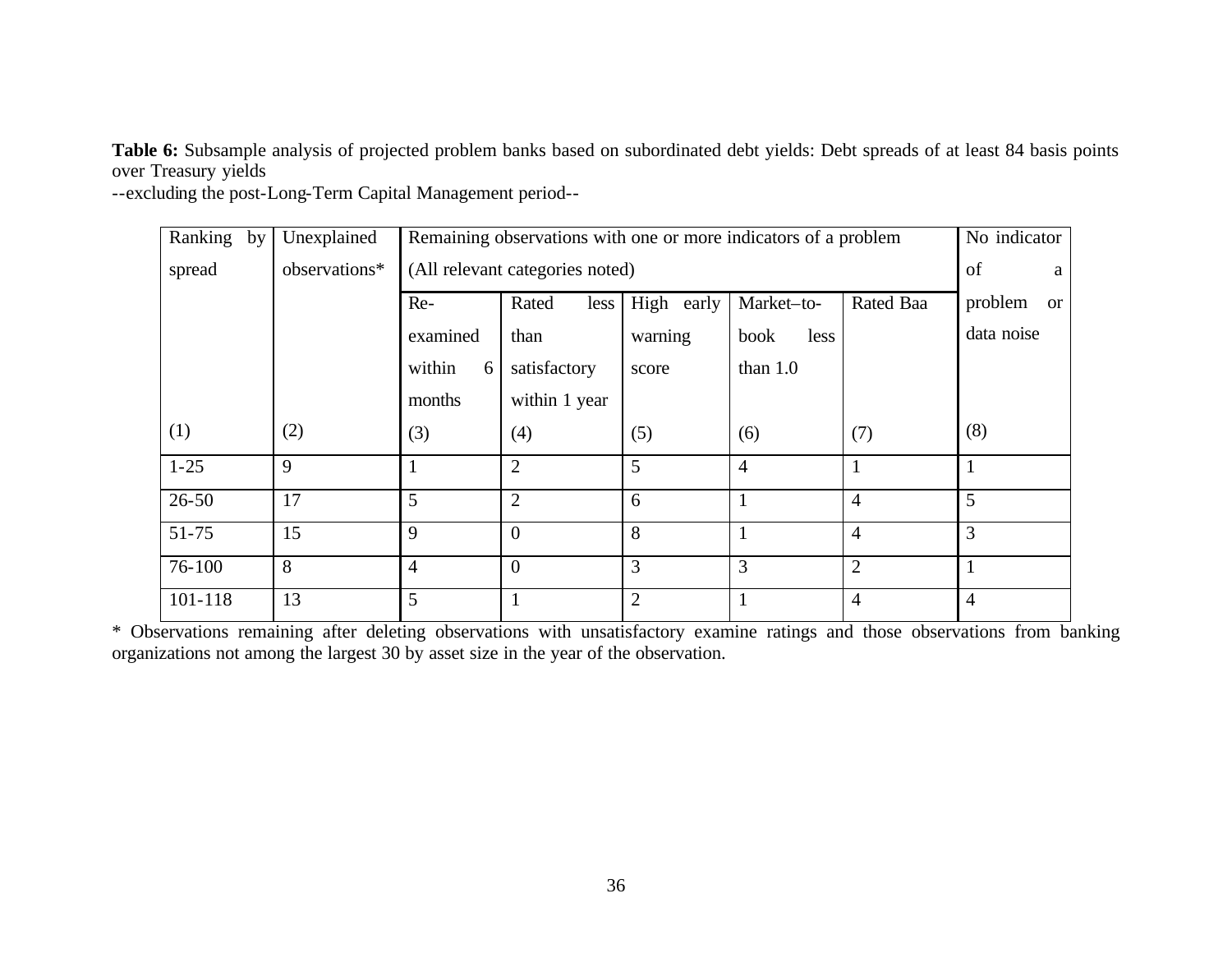**Table 6:** Subsample analysis of projected problem banks based on subordinated debt yields: Debt spreads of at least 84 basis points over Treasury yields

--excluding the post-Long-Term Capital Management period--

| Ranking by spread | Unexplained observations* | Remaining observations with one or more indicators of a problem (All relevant categories noted) | | | | | No indicator of a problem or data noise |
|---|---|---|---|---|---|---|---|
| | | Re-examined within 6 months | Rated less than satisfactory within 1 year | High early warning score | Market–to-book less than 1.0 | Rated Baa | |
| (1) | (2) | (3) | (4) | (5) | (6) | (7) | (8) |
| 1-25 | 9 | 1 | 2 | 5 | 4 | 1 | 1 |
| 26-50 | 17 | 5 | 2 | 6 | 1 | 4 | 5 |
| 51-75 | 15 | 9 | 0 | 8 | 1 | 4 | 3 |
| 76-100 | 8 | 4 | 0 | 3 | 3 | 2 | 1 |
| 101-118 | 13 | 5 | 1 | 2 | 1 | 4 | 4 |

* Observations remaining after deleting observations with unsatisfactory examine ratings and those observations from banking organizations not among the largest 30 by asset size in the year of the observation.